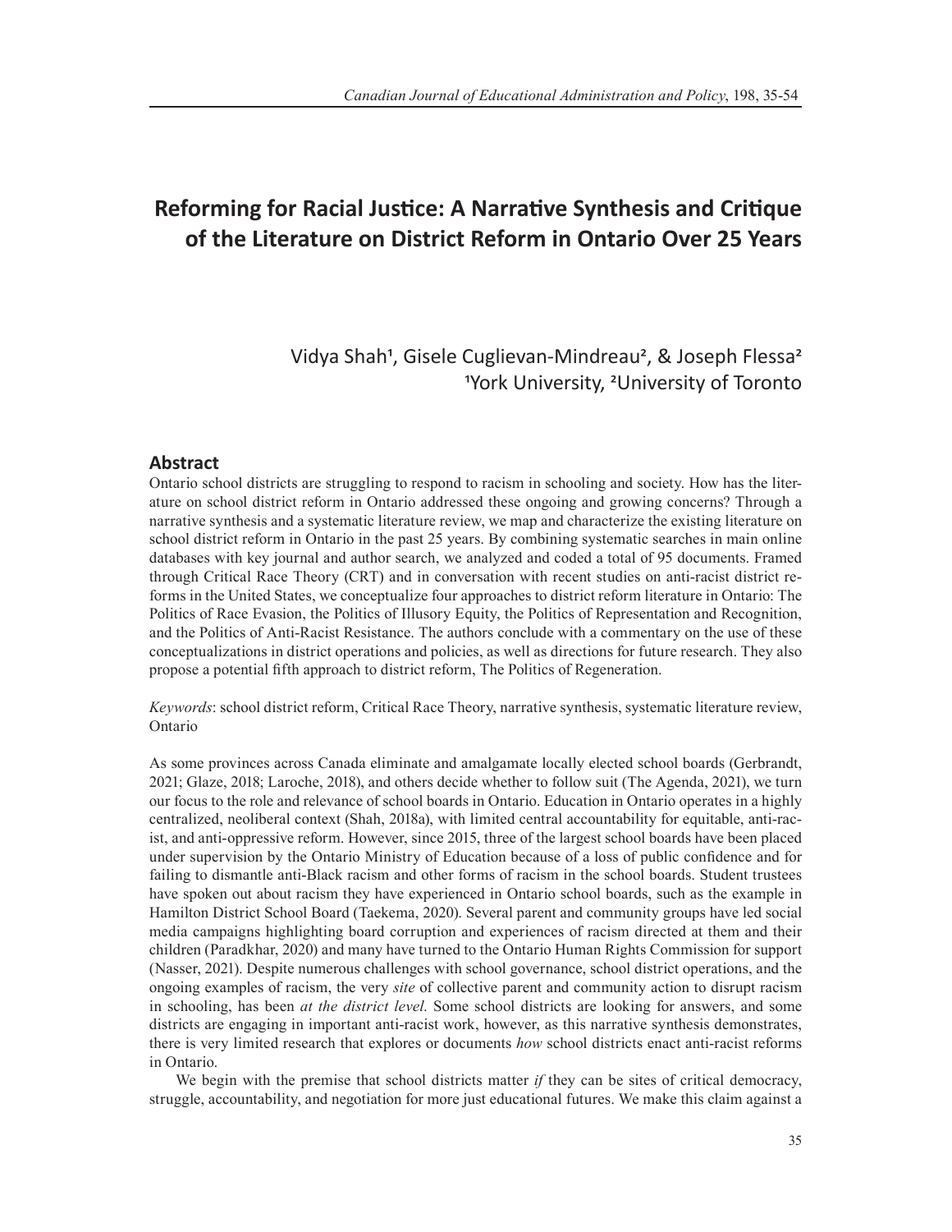# Reforming for Racial Justice: A Narrative Synthesis and Critique of the Literature on District Reform in Ontario Over 25 Years

Vidya Shah[1], Gisele Cuglievan-Mindreau[2], & Joseph Flessa[2]
[1]York University, [2]University of Toronto

## Abstract

Ontario school districts are struggling to respond to racism in schooling and society. How has the literature on school district reform in Ontario addressed these ongoing and growing concerns? Through a narrative synthesis and a systematic literature review, we map and characterize the existing literature on school district reform in Ontario in the past 25 years. By combining systematic searches in main online databases with key journal and author search, we analyzed and coded a total of 95 documents. Framed through Critical Race Theory (CRT) and in conversation with recent studies on anti-racist district reforms in the United States, we conceptualize four approaches to district reform literature in Ontario: The Politics of Race Evasion, the Politics of Illusory Equity, the Politics of Representation and Recognition, and the Politics of Anti-Racist Resistance. The authors conclude with a commentary on the use of these conceptualizations in district operations and policies, as well as directions for future research. They also propose a potential fifth approach to district reform, The Politics of Regeneration.

*Keywords*: school district reform, Critical Race Theory, narrative synthesis, systematic literature review, Ontario

As some provinces across Canada eliminate and amalgamate locally elected school boards (Gerbrandt, 2021; Glaze, 2018; Laroche, 2018), and others decide whether to follow suit (The Agenda, 2021), we turn our focus to the role and relevance of school boards in Ontario. Education in Ontario operates in a highly centralized, neoliberal context (Shah, 2018a), with limited central accountability for equitable, anti-racist, and anti-oppressive reform. However, since 2015, three of the largest school boards have been placed under supervision by the Ontario Ministry of Education because of a loss of public confidence and for failing to dismantle anti-Black racism and other forms of racism in the school boards. Student trustees have spoken out about racism they have experienced in Ontario school boards, such as the example in Hamilton District School Board (Taekema, 2020). Several parent and community groups have led social media campaigns highlighting board corruption and experiences of racism directed at them and their children (Paradkhar, 2020) and many have turned to the Ontario Human Rights Commission for support (Nasser, 2021). Despite numerous challenges with school governance, school district operations, and the ongoing examples of racism, the very *site* of collective parent and community action to disrupt racism in schooling, has been *at the district level*. Some school districts are looking for answers, and some districts are engaging in important anti-racist work, however, as this narrative synthesis demonstrates, there is very limited research that explores or documents *how* school districts enact anti-racist reforms in Ontario.

We begin with the premise that school districts matter *if* they can be sites of critical democracy, struggle, accountability, and negotiation for more just educational futures. We make this claim against a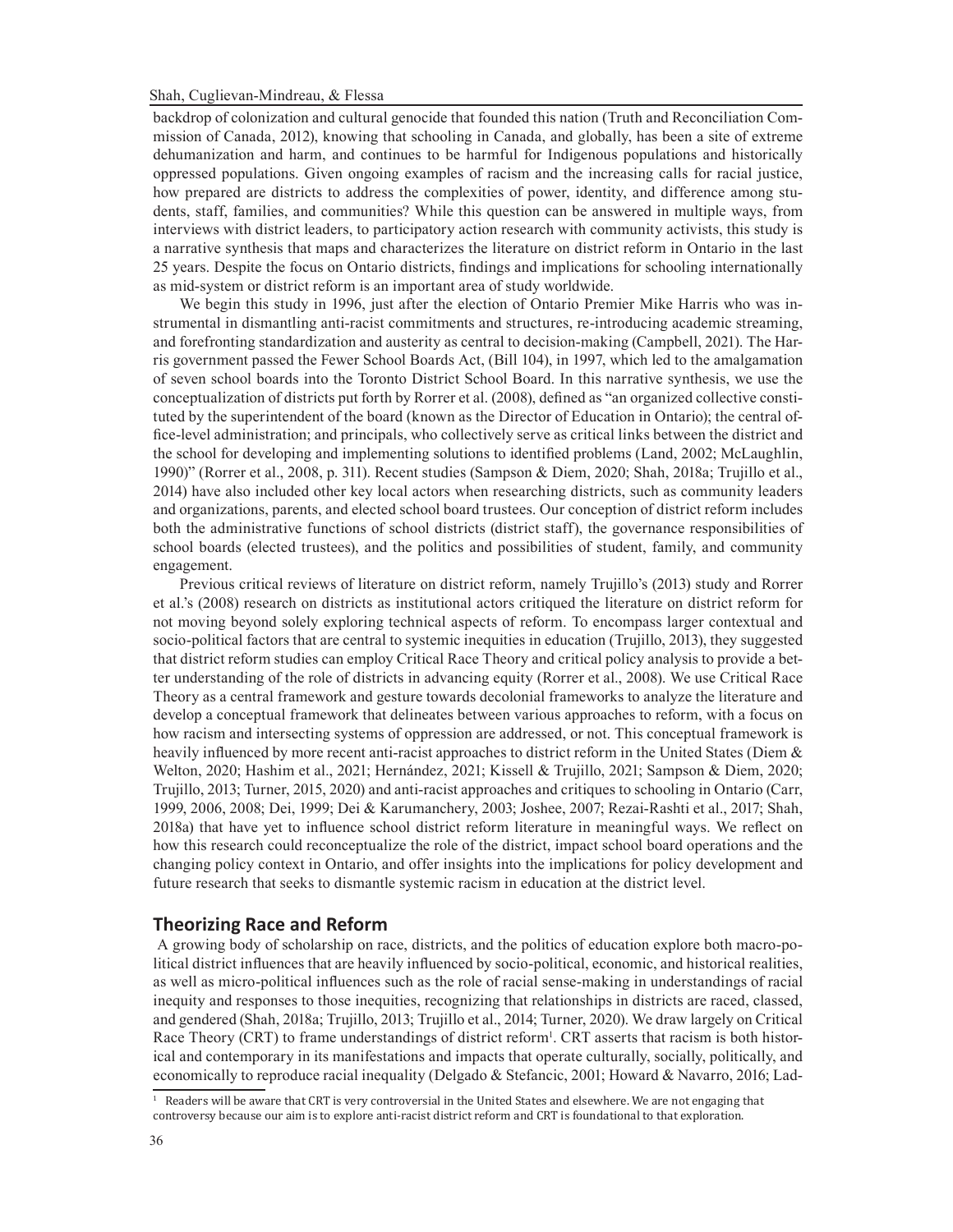backdrop of colonization and cultural genocide that founded this nation (Truth and Reconciliation Commission of Canada, 2012), knowing that schooling in Canada, and globally, has been a site of extreme dehumanization and harm, and continues to be harmful for Indigenous populations and historically oppressed populations. Given ongoing examples of racism and the increasing calls for racial justice, how prepared are districts to address the complexities of power, identity, and difference among students, staff, families, and communities? While this question can be answered in multiple ways, from interviews with district leaders, to participatory action research with community activists, this study is a narrative synthesis that maps and characterizes the literature on district reform in Ontario in the last 25 years. Despite the focus on Ontario districts, findings and implications for schooling internationally as mid-system or district reform is an important area of study worldwide.

We begin this study in 1996, just after the election of Ontario Premier Mike Harris who was instrumental in dismantling anti-racist commitments and structures, re-introducing academic streaming, and forefronting standardization and austerity as central to decision-making (Campbell, 2021). The Harris government passed the Fewer School Boards Act, (Bill 104), in 1997, which led to the amalgamation of seven school boards into the Toronto District School Board. In this narrative synthesis, we use the conceptualization of districts put forth by Rorrer et al. (2008), defined as "an organized collective constituted by the superintendent of the board (known as the Director of Education in Ontario); the central office-level administration; and principals, who collectively serve as critical links between the district and the school for developing and implementing solutions to identified problems (Land, 2002; McLaughlin, 1990)" (Rorrer et al., 2008, p. 311). Recent studies (Sampson & Diem, 2020; Shah, 2018a; Trujillo et al., 2014) have also included other key local actors when researching districts, such as community leaders and organizations, parents, and elected school board trustees. Our conception of district reform includes both the administrative functions of school districts (district staff), the governance responsibilities of school boards (elected trustees), and the politics and possibilities of student, family, and community engagement.

Previous critical reviews of literature on district reform, namely Trujillo's (2013) study and Rorrer et al.'s (2008) research on districts as institutional actors critiqued the literature on district reform for not moving beyond solely exploring technical aspects of reform. To encompass larger contextual and socio-political factors that are central to systemic inequities in education (Trujillo, 2013), they suggested that district reform studies can employ Critical Race Theory and critical policy analysis to provide a better understanding of the role of districts in advancing equity (Rorrer et al., 2008). We use Critical Race Theory as a central framework and gesture towards decolonial frameworks to analyze the literature and develop a conceptual framework that delineates between various approaches to reform, with a focus on how racism and intersecting systems of oppression are addressed, or not. This conceptual framework is heavily influenced by more recent anti-racist approaches to district reform in the United States (Diem & Welton, 2020; Hashim et al., 2021; Hernández, 2021; Kissell & Trujillo, 2021; Sampson & Diem, 2020; Trujillo, 2013; Turner, 2015, 2020) and anti-racist approaches and critiques to schooling in Ontario (Carr, 1999, 2006, 2008; Dei, 1999; Dei & Karumanchery, 2003; Joshee, 2007; Rezai-Rashti et al., 2017; Shah, 2018a) that have yet to influence school district reform literature in meaningful ways. We reflect on how this research could reconceptualize the role of the district, impact school board operations and the changing policy context in Ontario, and offer insights into the implications for policy development and future research that seeks to dismantle systemic racism in education at the district level.

## Theorizing Race and Reform

A growing body of scholarship on race, districts, and the politics of education explore both macro-political district influences that are heavily influenced by socio-political, economic, and historical realities, as well as micro-political influences such as the role of racial sense-making in understandings of racial inequity and responses to those inequities, recognizing that relationships in districts are raced, classed, and gendered (Shah, 2018a; Trujillo, 2013; Trujillo et al., 2014; Turner, 2020). We draw largely on Critical Race Theory (CRT) to frame understandings of district reform[1]. CRT asserts that racism is both historical and contemporary in its manifestations and impacts that operate culturally, socially, politically, and economically to reproduce racial inequality (Delgado & Stefancic, 2001; Howard & Navarro, 2016; Lad-

[1] Readers will be aware that CRT is very controversial in the United States and elsewhere. We are not engaging that controversy because our aim is to explore anti-racist district reform and CRT is foundational to that exploration.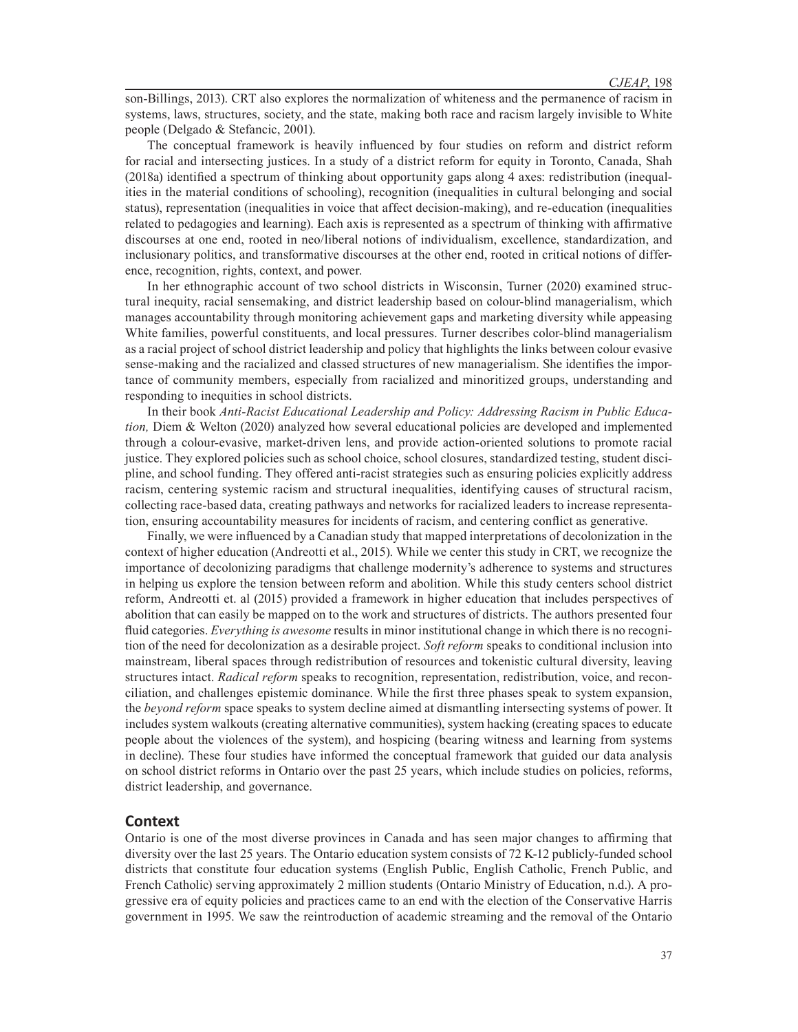son-Billings, 2013). CRT also explores the normalization of whiteness and the permanence of racism in systems, laws, structures, society, and the state, making both race and racism largely invisible to White people (Delgado & Stefancic, 2001).

The conceptual framework is heavily influenced by four studies on reform and district reform for racial and intersecting justices. In a study of a district reform for equity in Toronto, Canada, Shah (2018a) identified a spectrum of thinking about opportunity gaps along 4 axes: redistribution (inequalities in the material conditions of schooling), recognition (inequalities in cultural belonging and social status), representation (inequalities in voice that affect decision-making), and re-education (inequalities related to pedagogies and learning). Each axis is represented as a spectrum of thinking with affirmative discourses at one end, rooted in neo/liberal notions of individualism, excellence, standardization, and inclusionary politics, and transformative discourses at the other end, rooted in critical notions of difference, recognition, rights, context, and power.

In her ethnographic account of two school districts in Wisconsin, Turner (2020) examined structural inequity, racial sensemaking, and district leadership based on colour-blind managerialism, which manages accountability through monitoring achievement gaps and marketing diversity while appeasing White families, powerful constituents, and local pressures. Turner describes color-blind managerialism as a racial project of school district leadership and policy that highlights the links between colour evasive sense-making and the racialized and classed structures of new managerialism. She identifies the importance of community members, especially from racialized and minoritized groups, understanding and responding to inequities in school districts.

In their book *Anti-Racist Educational Leadership and Policy: Addressing Racism in Public Education,* Diem & Welton (2020) analyzed how several educational policies are developed and implemented through a colour-evasive, market-driven lens, and provide action-oriented solutions to promote racial justice. They explored policies such as school choice, school closures, standardized testing, student discipline, and school funding. They offered anti-racist strategies such as ensuring policies explicitly address racism, centering systemic racism and structural inequalities, identifying causes of structural racism, collecting race-based data, creating pathways and networks for racialized leaders to increase representation, ensuring accountability measures for incidents of racism, and centering conflict as generative.

Finally, we were influenced by a Canadian study that mapped interpretations of decolonization in the context of higher education (Andreotti et al., 2015). While we center this study in CRT, we recognize the importance of decolonizing paradigms that challenge modernity's adherence to systems and structures in helping us explore the tension between reform and abolition. While this study centers school district reform, Andreotti et. al (2015) provided a framework in higher education that includes perspectives of abolition that can easily be mapped on to the work and structures of districts. The authors presented four fluid categories. *Everything is awesome* results in minor institutional change in which there is no recognition of the need for decolonization as a desirable project. *Soft reform* speaks to conditional inclusion into mainstream, liberal spaces through redistribution of resources and tokenistic cultural diversity, leaving structures intact. *Radical reform* speaks to recognition, representation, redistribution, voice, and reconciliation, and challenges epistemic dominance. While the first three phases speak to system expansion, the *beyond reform* space speaks to system decline aimed at dismantling intersecting systems of power. It includes system walkouts (creating alternative communities), system hacking (creating spaces to educate people about the violences of the system), and hospicing (bearing witness and learning from systems in decline). These four studies have informed the conceptual framework that guided our data analysis on school district reforms in Ontario over the past 25 years, which include studies on policies, reforms, district leadership, and governance.

## Context

Ontario is one of the most diverse provinces in Canada and has seen major changes to affirming that diversity over the last 25 years. The Ontario education system consists of 72 K-12 publicly-funded school districts that constitute four education systems (English Public, English Catholic, French Public, and French Catholic) serving approximately 2 million students (Ontario Ministry of Education, n.d.). A progressive era of equity policies and practices came to an end with the election of the Conservative Harris government in 1995. We saw the reintroduction of academic streaming and the removal of the Ontario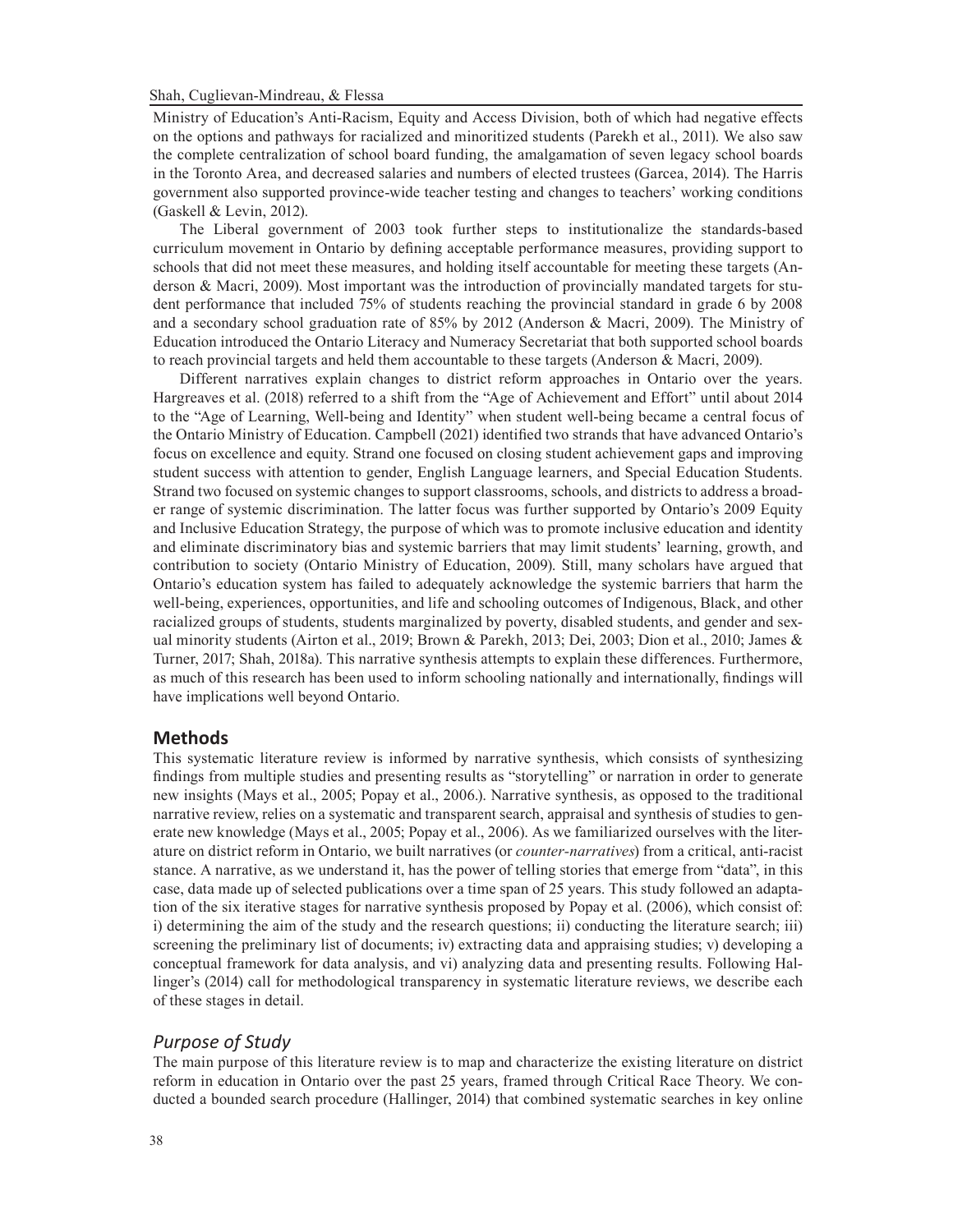Ministry of Education's Anti-Racism, Equity and Access Division, both of which had negative effects on the options and pathways for racialized and minoritized students (Parekh et al., 2011). We also saw the complete centralization of school board funding, the amalgamation of seven legacy school boards in the Toronto Area, and decreased salaries and numbers of elected trustees (Garcea, 2014). The Harris government also supported province-wide teacher testing and changes to teachers' working conditions (Gaskell & Levin, 2012).

The Liberal government of 2003 took further steps to institutionalize the standards-based curriculum movement in Ontario by defining acceptable performance measures, providing support to schools that did not meet these measures, and holding itself accountable for meeting these targets (Anderson & Macri, 2009). Most important was the introduction of provincially mandated targets for student performance that included 75% of students reaching the provincial standard in grade 6 by 2008 and a secondary school graduation rate of 85% by 2012 (Anderson & Macri, 2009). The Ministry of Education introduced the Ontario Literacy and Numeracy Secretariat that both supported school boards to reach provincial targets and held them accountable to these targets (Anderson & Macri, 2009).

Different narratives explain changes to district reform approaches in Ontario over the years. Hargreaves et al. (2018) referred to a shift from the "Age of Achievement and Effort" until about 2014 to the "Age of Learning, Well-being and Identity" when student well-being became a central focus of the Ontario Ministry of Education. Campbell (2021) identified two strands that have advanced Ontario's focus on excellence and equity. Strand one focused on closing student achievement gaps and improving student success with attention to gender, English Language learners, and Special Education Students. Strand two focused on systemic changes to support classrooms, schools, and districts to address a broader range of systemic discrimination. The latter focus was further supported by Ontario's 2009 Equity and Inclusive Education Strategy, the purpose of which was to promote inclusive education and identity and eliminate discriminatory bias and systemic barriers that may limit students' learning, growth, and contribution to society (Ontario Ministry of Education, 2009). Still, many scholars have argued that Ontario's education system has failed to adequately acknowledge the systemic barriers that harm the well-being, experiences, opportunities, and life and schooling outcomes of Indigenous, Black, and other racialized groups of students, students marginalized by poverty, disabled students, and gender and sexual minority students (Airton et al., 2019; Brown & Parekh, 2013; Dei, 2003; Dion et al., 2010; James & Turner, 2017; Shah, 2018a). This narrative synthesis attempts to explain these differences. Furthermore, as much of this research has been used to inform schooling nationally and internationally, findings will have implications well beyond Ontario.

## Methods

This systematic literature review is informed by narrative synthesis, which consists of synthesizing findings from multiple studies and presenting results as "storytelling" or narration in order to generate new insights (Mays et al., 2005; Popay et al., 2006.). Narrative synthesis, as opposed to the traditional narrative review, relies on a systematic and transparent search, appraisal and synthesis of studies to generate new knowledge (Mays et al., 2005; Popay et al., 2006). As we familiarized ourselves with the literature on district reform in Ontario, we built narratives (or *counter-narratives*) from a critical, anti-racist stance. A narrative, as we understand it, has the power of telling stories that emerge from "data", in this case, data made up of selected publications over a time span of 25 years. This study followed an adaptation of the six iterative stages for narrative synthesis proposed by Popay et al. (2006), which consist of: i) determining the aim of the study and the research questions; ii) conducting the literature search; iii) screening the preliminary list of documents; iv) extracting data and appraising studies; v) developing a conceptual framework for data analysis, and vi) analyzing data and presenting results. Following Hallinger's (2014) call for methodological transparency in systematic literature reviews, we describe each of these stages in detail.

### *Purpose of Study*

The main purpose of this literature review is to map and characterize the existing literature on district reform in education in Ontario over the past 25 years, framed through Critical Race Theory. We conducted a bounded search procedure (Hallinger, 2014) that combined systematic searches in key online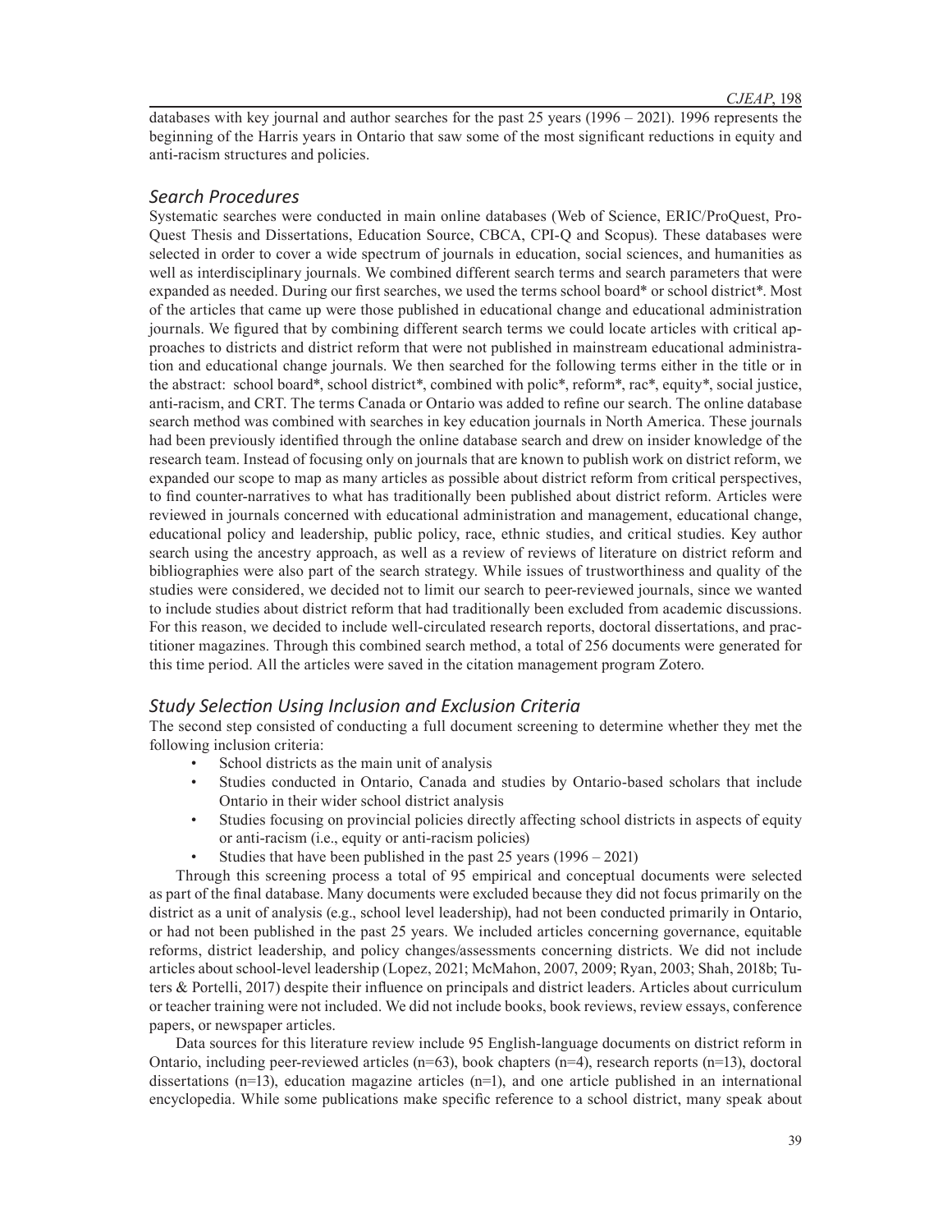databases with key journal and author searches for the past 25 years (1996 – 2021). 1996 represents the beginning of the Harris years in Ontario that saw some of the most significant reductions in equity and anti-racism structures and policies.

### *Search Procedures*

Systematic searches were conducted in main online databases (Web of Science, ERIC/ProQuest, ProQuest Thesis and Dissertations, Education Source, CBCA, CPI-Q and Scopus). These databases were selected in order to cover a wide spectrum of journals in education, social sciences, and humanities as well as interdisciplinary journals. We combined different search terms and search parameters that were expanded as needed. During our first searches, we used the terms school board* or school district*. Most of the articles that came up were those published in educational change and educational administration journals. We figured that by combining different search terms we could locate articles with critical approaches to districts and district reform that were not published in mainstream educational administration and educational change journals. We then searched for the following terms either in the title or in the abstract: school board*, school district*, combined with polic*, reform*, rac*, equity*, social justice, anti-racism, and CRT. The terms Canada or Ontario was added to refine our search. The online database search method was combined with searches in key education journals in North America. These journals had been previously identified through the online database search and drew on insider knowledge of the research team. Instead of focusing only on journals that are known to publish work on district reform, we expanded our scope to map as many articles as possible about district reform from critical perspectives, to find counter-narratives to what has traditionally been published about district reform. Articles were reviewed in journals concerned with educational administration and management, educational change, educational policy and leadership, public policy, race, ethnic studies, and critical studies. Key author search using the ancestry approach, as well as a review of reviews of literature on district reform and bibliographies were also part of the search strategy. While issues of trustworthiness and quality of the studies were considered, we decided not to limit our search to peer-reviewed journals, since we wanted to include studies about district reform that had traditionally been excluded from academic discussions. For this reason, we decided to include well-circulated research reports, doctoral dissertations, and practitioner magazines. Through this combined search method, a total of 256 documents were generated for this time period. All the articles were saved in the citation management program Zotero.

### *Study Selection Using Inclusion and Exclusion Criteria*

The second step consisted of conducting a full document screening to determine whether they met the following inclusion criteria:

- School districts as the main unit of analysis
- Studies conducted in Ontario, Canada and studies by Ontario-based scholars that include Ontario in their wider school district analysis
- Studies focusing on provincial policies directly affecting school districts in aspects of equity or anti-racism (i.e., equity or anti-racism policies)
- Studies that have been published in the past 25 years (1996 – 2021)

Through this screening process a total of 95 empirical and conceptual documents were selected as part of the final database. Many documents were excluded because they did not focus primarily on the district as a unit of analysis (e.g., school level leadership), had not been conducted primarily in Ontario, or had not been published in the past 25 years. We included articles concerning governance, equitable reforms, district leadership, and policy changes/assessments concerning districts. We did not include articles about school-level leadership (Lopez, 2021; McMahon, 2007, 2009; Ryan, 2003; Shah, 2018b; Tuters & Portelli, 2017) despite their influence on principals and district leaders. Articles about curriculum or teacher training were not included. We did not include books, book reviews, review essays, conference papers, or newspaper articles.

Data sources for this literature review include 95 English-language documents on district reform in Ontario, including peer-reviewed articles (n=63), book chapters (n=4), research reports (n=13), doctoral dissertations (n=13), education magazine articles (n=1), and one article published in an international encyclopedia. While some publications make specific reference to a school district, many speak about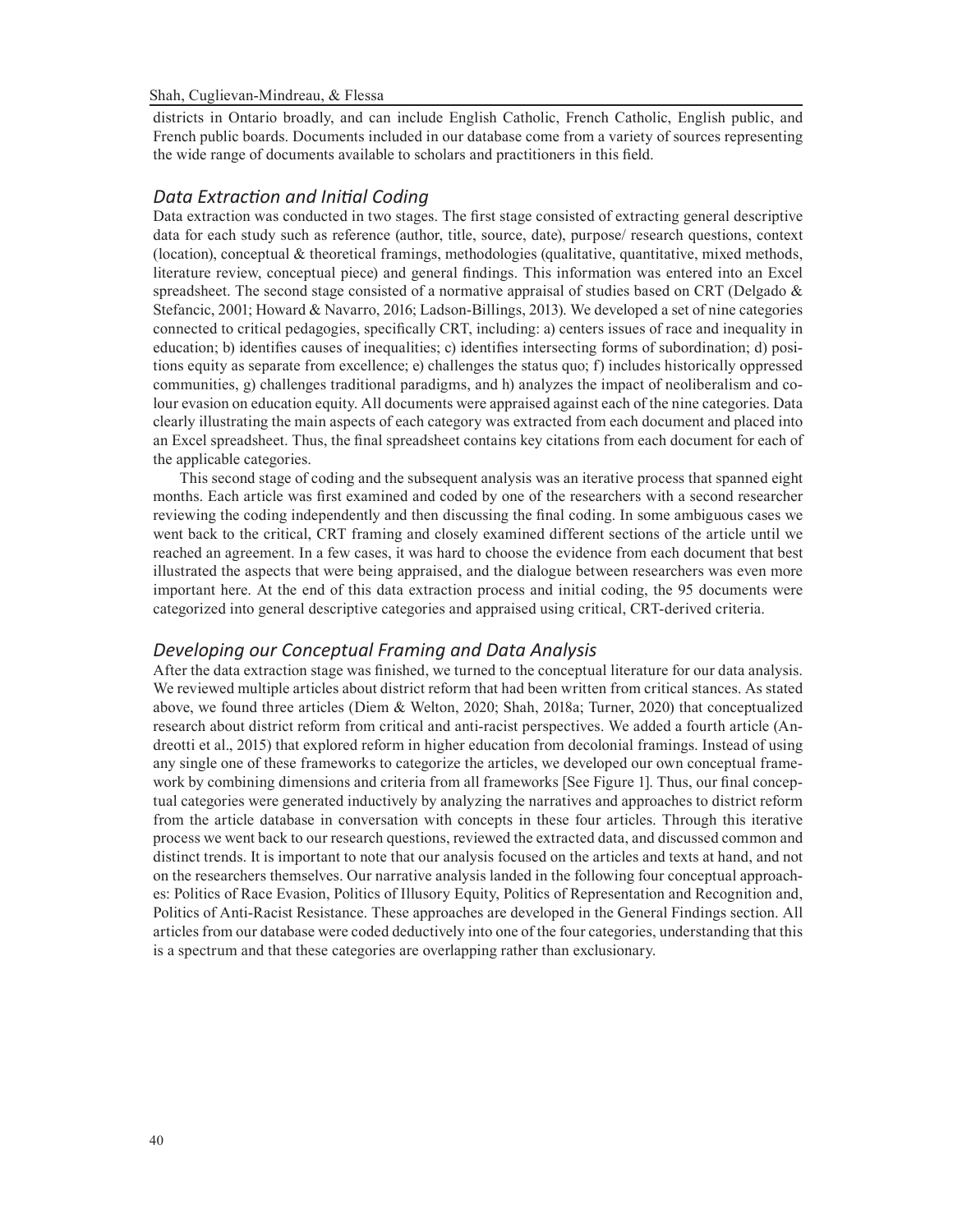districts in Ontario broadly, and can include English Catholic, French Catholic, English public, and French public boards. Documents included in our database come from a variety of sources representing the wide range of documents available to scholars and practitioners in this field.

### *Data Extraction and Initial Coding*

Data extraction was conducted in two stages. The first stage consisted of extracting general descriptive data for each study such as reference (author, title, source, date), purpose/ research questions, context (location), conceptual & theoretical framings, methodologies (qualitative, quantitative, mixed methods, literature review, conceptual piece) and general findings. This information was entered into an Excel spreadsheet. The second stage consisted of a normative appraisal of studies based on CRT (Delgado & Stefancic, 2001; Howard & Navarro, 2016; Ladson-Billings, 2013). We developed a set of nine categories connected to critical pedagogies, specifically CRT, including: a) centers issues of race and inequality in education; b) identifies causes of inequalities; c) identifies intersecting forms of subordination; d) positions equity as separate from excellence; e) challenges the status quo; f) includes historically oppressed communities, g) challenges traditional paradigms, and h) analyzes the impact of neoliberalism and colour evasion on education equity. All documents were appraised against each of the nine categories. Data clearly illustrating the main aspects of each category was extracted from each document and placed into an Excel spreadsheet. Thus, the final spreadsheet contains key citations from each document for each of the applicable categories.

This second stage of coding and the subsequent analysis was an iterative process that spanned eight months. Each article was first examined and coded by one of the researchers with a second researcher reviewing the coding independently and then discussing the final coding. In some ambiguous cases we went back to the critical, CRT framing and closely examined different sections of the article until we reached an agreement. In a few cases, it was hard to choose the evidence from each document that best illustrated the aspects that were being appraised, and the dialogue between researchers was even more important here. At the end of this data extraction process and initial coding, the 95 documents were categorized into general descriptive categories and appraised using critical, CRT-derived criteria.

### *Developing our Conceptual Framing and Data Analysis*

After the data extraction stage was finished, we turned to the conceptual literature for our data analysis. We reviewed multiple articles about district reform that had been written from critical stances. As stated above, we found three articles (Diem & Welton, 2020; Shah, 2018a; Turner, 2020) that conceptualized research about district reform from critical and anti-racist perspectives. We added a fourth article (Andreotti et al., 2015) that explored reform in higher education from decolonial framings. Instead of using any single one of these frameworks to categorize the articles, we developed our own conceptual framework by combining dimensions and criteria from all frameworks [See Figure 1]. Thus, our final conceptual categories were generated inductively by analyzing the narratives and approaches to district reform from the article database in conversation with concepts in these four articles. Through this iterative process we went back to our research questions, reviewed the extracted data, and discussed common and distinct trends. It is important to note that our analysis focused on the articles and texts at hand, and not on the researchers themselves. Our narrative analysis landed in the following four conceptual approaches: Politics of Race Evasion, Politics of Illusory Equity, Politics of Representation and Recognition and, Politics of Anti-Racist Resistance. These approaches are developed in the General Findings section. All articles from our database were coded deductively into one of the four categories, understanding that this is a spectrum and that these categories are overlapping rather than exclusionary.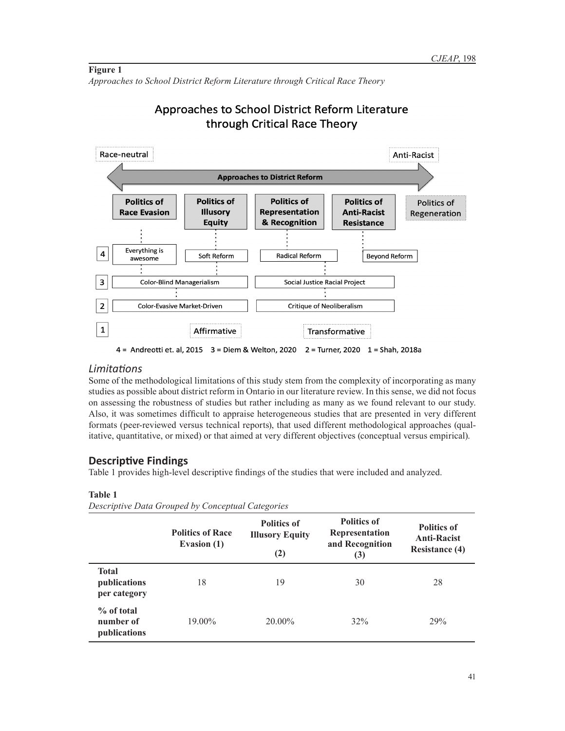**Figure 1**

*Approaches to School District Reform Literature through Critical Race Theory*

Approaches to School District Reform Literature through Critical Race Theory

Race-neutral ⟵ Approaches to District Reform ⟶ Anti-Racist

| | Politics of Race Evasion | Politics of Illusory Equity | Politics of Representation & Recognition | Politics of Anti-Racist Resistance | Politics of Regeneration |
|---|---|---|---|---|---|
| 4 | Everything is awesome | Soft Reform | Radical Reform | Beyond Reform | |
| 3 | Color-Blind Managerialism | | Social Justice Racial Project | | |
| 2 | Color-Evasive Market-Driven | | Critique of Neoliberalism | | |
| 1 | | Affirmative | Transformative | | |

4 = Andreotti et. al, 2015 3 = Diem & Welton, 2020 2 = Turner, 2020 1 = Shah, 2018a

### *Limitations*

Some of the methodological limitations of this study stem from the complexity of incorporating as many studies as possible about district reform in Ontario in our literature review. In this sense, we did not focus on assessing the robustness of studies but rather including as many as we found relevant to our study. Also, it was sometimes difficult to appraise heterogeneous studies that are presented in very different formats (peer-reviewed versus technical reports), that used different methodological approaches (qualitative, quantitative, or mixed) or that aimed at very different objectives (conceptual versus empirical).

## Descriptive Findings

Table 1 provides high-level descriptive findings of the studies that were included and analyzed.

**Table 1**

*Descriptive Data Grouped by Conceptual Categories*

| | Politics of Race Evasion (1) | Politics of Illusory Equity (2) | Politics of Representation and Recognition (3) | Politics of Anti-Racist Resistance (4) |
|---|---|---|---|---|
| **Total publications per category** | 18 | 19 | 30 | 28 |
| **% of total number of publications** | 19.00% | 20.00% | 32% | 29% |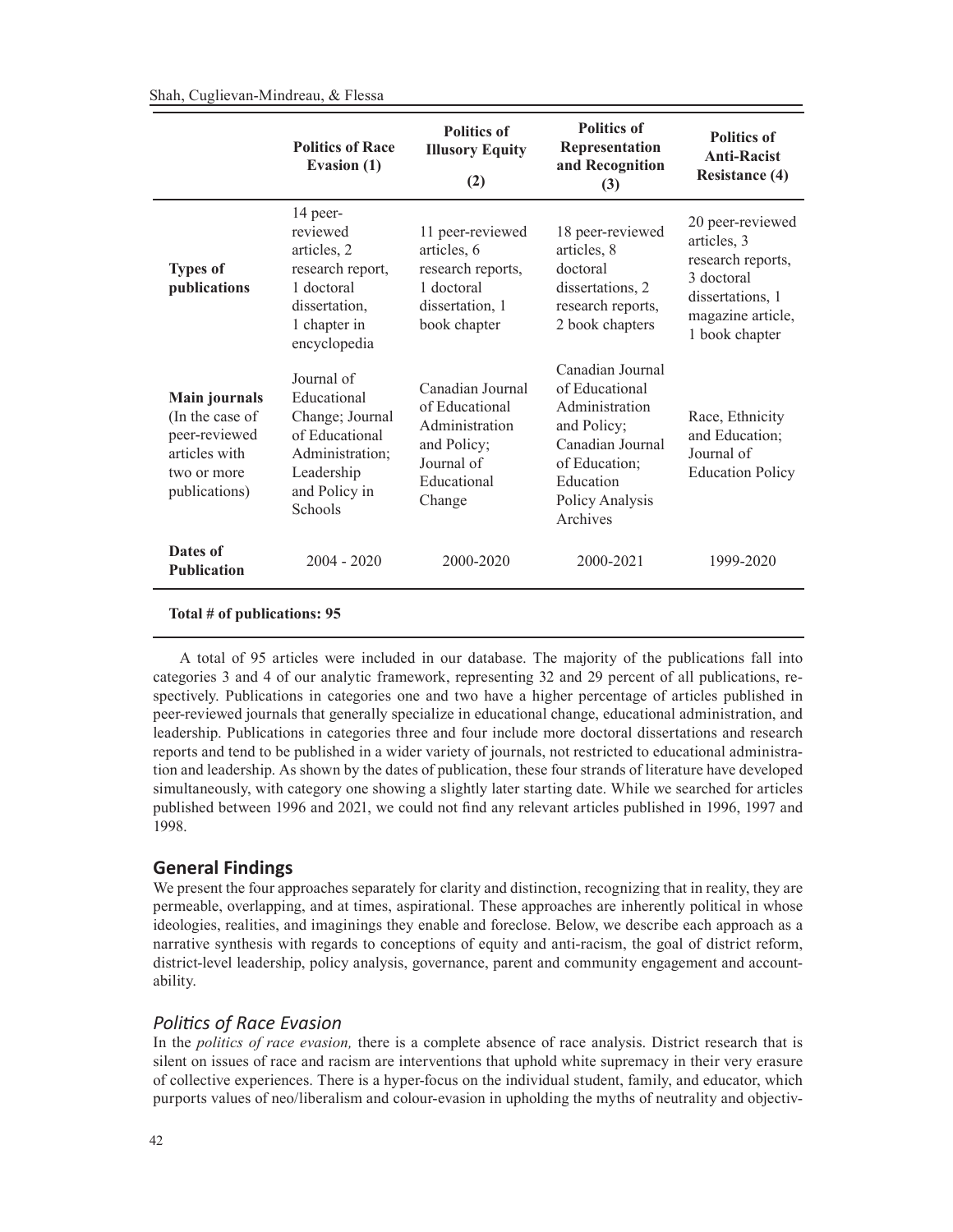| | Politics of Race Evasion (1) | Politics of Illusory Equity (2) | Politics of Representation and Recognition (3) | Politics of Anti-Racist Resistance (4) |
|---|---|---|---|---|
| **Types of publications** | 14 peer-reviewed articles, 2 research report, 1 doctoral dissertation, 1 chapter in encyclopedia | 11 peer-reviewed articles, 6 research reports, 1 doctoral dissertation, 1 book chapter | 18 peer-reviewed articles, 8 doctoral dissertations, 2 research reports, 2 book chapters | 20 peer-reviewed articles, 3 research reports, 3 doctoral dissertations, 1 magazine article, 1 book chapter |
| **Main journals** (In the case of peer-reviewed articles with two or more publications) | Journal of Educational Change; Journal of Educational Administration; Leadership and Policy in Schools | Canadian Journal of Educational Administration and Policy; Journal of Educational Change | Canadian Journal of Educational Administration and Policy; Canadian Journal of Education; Education Policy Analysis Archives | Race, Ethnicity and Education; Journal of Education Policy |
| **Dates of Publication** | 2004 - 2020 | 2000-2020 | 2000-2021 | 1999-2020 |

**Total # of publications: 95**

A total of 95 articles were included in our database. The majority of the publications fall into categories 3 and 4 of our analytic framework, representing 32 and 29 percent of all publications, respectively. Publications in categories one and two have a higher percentage of articles published in peer-reviewed journals that generally specialize in educational change, educational administration, and leadership. Publications in categories three and four include more doctoral dissertations and research reports and tend to be published in a wider variety of journals, not restricted to educational administration and leadership. As shown by the dates of publication, these four strands of literature have developed simultaneously, with category one showing a slightly later starting date. While we searched for articles published between 1996 and 2021, we could not find any relevant articles published in 1996, 1997 and 1998.

## General Findings

We present the four approaches separately for clarity and distinction, recognizing that in reality, they are permeable, overlapping, and at times, aspirational. These approaches are inherently political in whose ideologies, realities, and imaginings they enable and foreclose. Below, we describe each approach as a narrative synthesis with regards to conceptions of equity and anti-racism, the goal of district reform, district-level leadership, policy analysis, governance, parent and community engagement and accountability.

### *Politics of Race Evasion*

In the *politics of race evasion,* there is a complete absence of race analysis. District research that is silent on issues of race and racism are interventions that uphold white supremacy in their very erasure of collective experiences. There is a hyper-focus on the individual student, family, and educator, which purports values of neo/liberalism and colour-evasion in upholding the myths of neutrality and objectiv-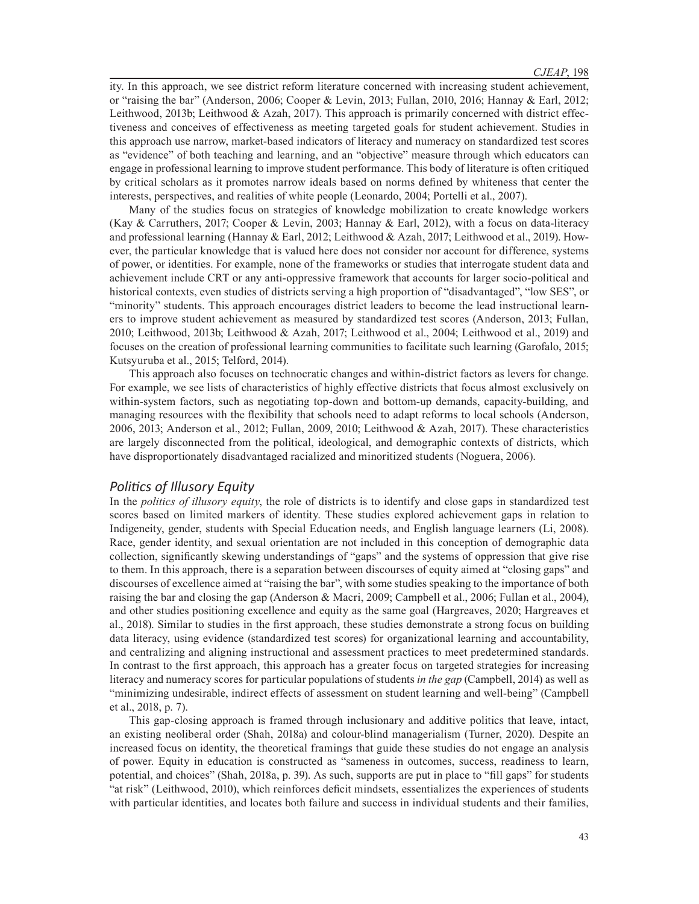ity. In this approach, we see district reform literature concerned with increasing student achievement, or "raising the bar" (Anderson, 2006; Cooper & Levin, 2013; Fullan, 2010, 2016; Hannay & Earl, 2012; Leithwood, 2013b; Leithwood & Azah, 2017). This approach is primarily concerned with district effectiveness and conceives of effectiveness as meeting targeted goals for student achievement. Studies in this approach use narrow, market-based indicators of literacy and numeracy on standardized test scores as "evidence" of both teaching and learning, and an "objective" measure through which educators can engage in professional learning to improve student performance. This body of literature is often critiqued by critical scholars as it promotes narrow ideals based on norms defined by whiteness that center the interests, perspectives, and realities of white people (Leonardo, 2004; Portelli et al., 2007).

Many of the studies focus on strategies of knowledge mobilization to create knowledge workers (Kay & Carruthers, 2017; Cooper & Levin, 2003; Hannay & Earl, 2012), with a focus on data-literacy and professional learning (Hannay & Earl, 2012; Leithwood & Azah, 2017; Leithwood et al., 2019). However, the particular knowledge that is valued here does not consider nor account for difference, systems of power, or identities. For example, none of the frameworks or studies that interrogate student data and achievement include CRT or any anti-oppressive framework that accounts for larger socio-political and historical contexts, even studies of districts serving a high proportion of "disadvantaged", "low SES", or "minority" students. This approach encourages district leaders to become the lead instructional learners to improve student achievement as measured by standardized test scores (Anderson, 2013; Fullan, 2010; Leithwood, 2013b; Leithwood & Azah, 2017; Leithwood et al., 2004; Leithwood et al., 2019) and focuses on the creation of professional learning communities to facilitate such learning (Garofalo, 2015; Kutsyuruba et al., 2015; Telford, 2014).

This approach also focuses on technocratic changes and within-district factors as levers for change. For example, we see lists of characteristics of highly effective districts that focus almost exclusively on within-system factors, such as negotiating top-down and bottom-up demands, capacity-building, and managing resources with the flexibility that schools need to adapt reforms to local schools (Anderson, 2006, 2013; Anderson et al., 2012; Fullan, 2009, 2010; Leithwood & Azah, 2017). These characteristics are largely disconnected from the political, ideological, and demographic contexts of districts, which have disproportionately disadvantaged racialized and minoritized students (Noguera, 2006).

### *Politics of Illusory Equity*

In the *politics of illusory equity*, the role of districts is to identify and close gaps in standardized test scores based on limited markers of identity. These studies explored achievement gaps in relation to Indigeneity, gender, students with Special Education needs, and English language learners (Li, 2008). Race, gender identity, and sexual orientation are not included in this conception of demographic data collection, significantly skewing understandings of "gaps" and the systems of oppression that give rise to them. In this approach, there is a separation between discourses of equity aimed at "closing gaps" and discourses of excellence aimed at "raising the bar", with some studies speaking to the importance of both raising the bar and closing the gap (Anderson & Macri, 2009; Campbell et al., 2006; Fullan et al., 2004), and other studies positioning excellence and equity as the same goal (Hargreaves, 2020; Hargreaves et al., 2018). Similar to studies in the first approach, these studies demonstrate a strong focus on building data literacy, using evidence (standardized test scores) for organizational learning and accountability, and centralizing and aligning instructional and assessment practices to meet predetermined standards. In contrast to the first approach, this approach has a greater focus on targeted strategies for increasing literacy and numeracy scores for particular populations of students *in the gap* (Campbell, 2014) as well as "minimizing undesirable, indirect effects of assessment on student learning and well-being" (Campbell et al., 2018, p. 7).

This gap-closing approach is framed through inclusionary and additive politics that leave, intact, an existing neoliberal order (Shah, 2018a) and colour-blind managerialism (Turner, 2020). Despite an increased focus on identity, the theoretical framings that guide these studies do not engage an analysis of power. Equity in education is constructed as "sameness in outcomes, success, readiness to learn, potential, and choices" (Shah, 2018a, p. 39). As such, supports are put in place to "fill gaps" for students "at risk" (Leithwood, 2010), which reinforces deficit mindsets, essentializes the experiences of students with particular identities, and locates both failure and success in individual students and their families,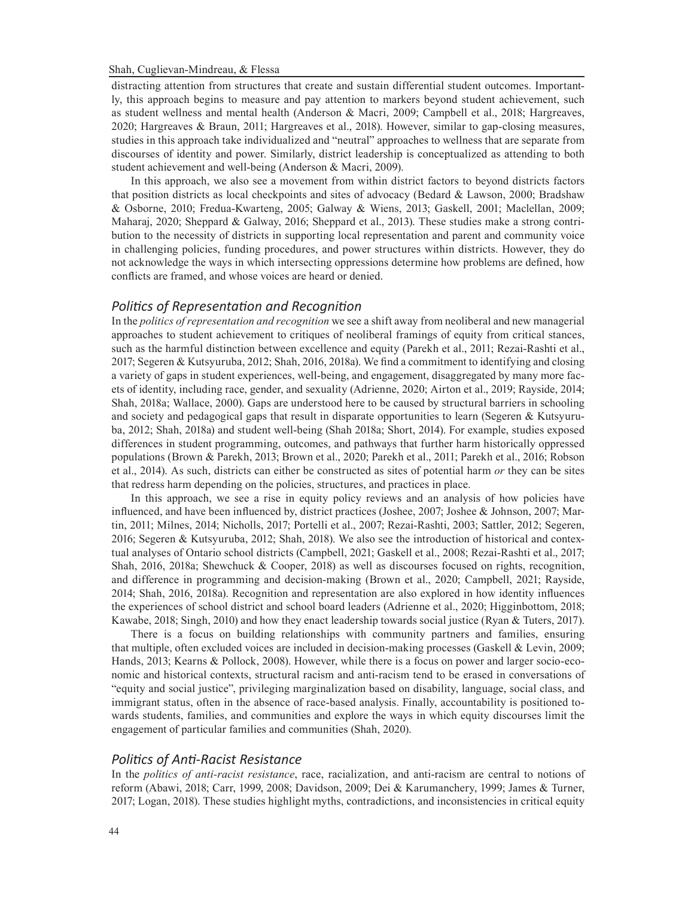distracting attention from structures that create and sustain differential student outcomes. Importantly, this approach begins to measure and pay attention to markers beyond student achievement, such as student wellness and mental health (Anderson & Macri, 2009; Campbell et al., 2018; Hargreaves, 2020; Hargreaves & Braun, 2011; Hargreaves et al., 2018). However, similar to gap-closing measures, studies in this approach take individualized and "neutral" approaches to wellness that are separate from discourses of identity and power. Similarly, district leadership is conceptualized as attending to both student achievement and well-being (Anderson & Macri, 2009).

In this approach, we also see a movement from within district factors to beyond districts factors that position districts as local checkpoints and sites of advocacy (Bedard & Lawson, 2000; Bradshaw & Osborne, 2010; Fredua-Kwarteng, 2005; Galway & Wiens, 2013; Gaskell, 2001; Maclellan, 2009; Maharaj, 2020; Sheppard & Galway, 2016; Sheppard et al., 2013). These studies make a strong contribution to the necessity of districts in supporting local representation and parent and community voice in challenging policies, funding procedures, and power structures within districts. However, they do not acknowledge the ways in which intersecting oppressions determine how problems are defined, how conflicts are framed, and whose voices are heard or denied.

## *Politics of Representation and Recognition*

In the *politics of representation and recognition* we see a shift away from neoliberal and new managerial approaches to student achievement to critiques of neoliberal framings of equity from critical stances, such as the harmful distinction between excellence and equity (Parekh et al., 2011; Rezai-Rashti et al., 2017; Segeren & Kutsyuruba, 2012; Shah, 2016, 2018a). We find a commitment to identifying and closing a variety of gaps in student experiences, well-being, and engagement, disaggregated by many more facets of identity, including race, gender, and sexuality (Adrienne, 2020; Airton et al., 2019; Rayside, 2014; Shah, 2018a; Wallace, 2000). Gaps are understood here to be caused by structural barriers in schooling and society and pedagogical gaps that result in disparate opportunities to learn (Segeren & Kutsyuruba, 2012; Shah, 2018a) and student well-being (Shah 2018a; Short, 2014). For example, studies exposed differences in student programming, outcomes, and pathways that further harm historically oppressed populations (Brown & Parekh, 2013; Brown et al., 2020; Parekh et al., 2011; Parekh et al., 2016; Robson et al., 2014). As such, districts can either be constructed as sites of potential harm *or* they can be sites that redress harm depending on the policies, structures, and practices in place.

In this approach, we see a rise in equity policy reviews and an analysis of how policies have influenced, and have been influenced by, district practices (Joshee, 2007; Joshee & Johnson, 2007; Martin, 2011; Milnes, 2014; Nicholls, 2017; Portelli et al., 2007; Rezai-Rashti, 2003; Sattler, 2012; Segeren, 2016; Segeren & Kutsyuruba, 2012; Shah, 2018). We also see the introduction of historical and contextual analyses of Ontario school districts (Campbell, 2021; Gaskell et al., 2008; Rezai-Rashti et al., 2017; Shah, 2016, 2018a; Shewchuck & Cooper, 2018) as well as discourses focused on rights, recognition, and difference in programming and decision-making (Brown et al., 2020; Campbell, 2021; Rayside, 2014; Shah, 2016, 2018a). Recognition and representation are also explored in how identity influences the experiences of school district and school board leaders (Adrienne et al., 2020; Higginbottom, 2018; Kawabe, 2018; Singh, 2010) and how they enact leadership towards social justice (Ryan & Tuters, 2017).

There is a focus on building relationships with community partners and families, ensuring that multiple, often excluded voices are included in decision-making processes (Gaskell & Levin, 2009; Hands, 2013; Kearns & Pollock, 2008). However, while there is a focus on power and larger socio-economic and historical contexts, structural racism and anti-racism tend to be erased in conversations of "equity and social justice", privileging marginalization based on disability, language, social class, and immigrant status, often in the absence of race-based analysis. Finally, accountability is positioned towards students, families, and communities and explore the ways in which equity discourses limit the engagement of particular families and communities (Shah, 2020).

## *Politics of Anti-Racist Resistance*

In the *politics of anti-racist resistance*, race, racialization, and anti-racism are central to notions of reform (Abawi, 2018; Carr, 1999, 2008; Davidson, 2009; Dei & Karumanchery, 1999; James & Turner, 2017; Logan, 2018). These studies highlight myths, contradictions, and inconsistencies in critical equity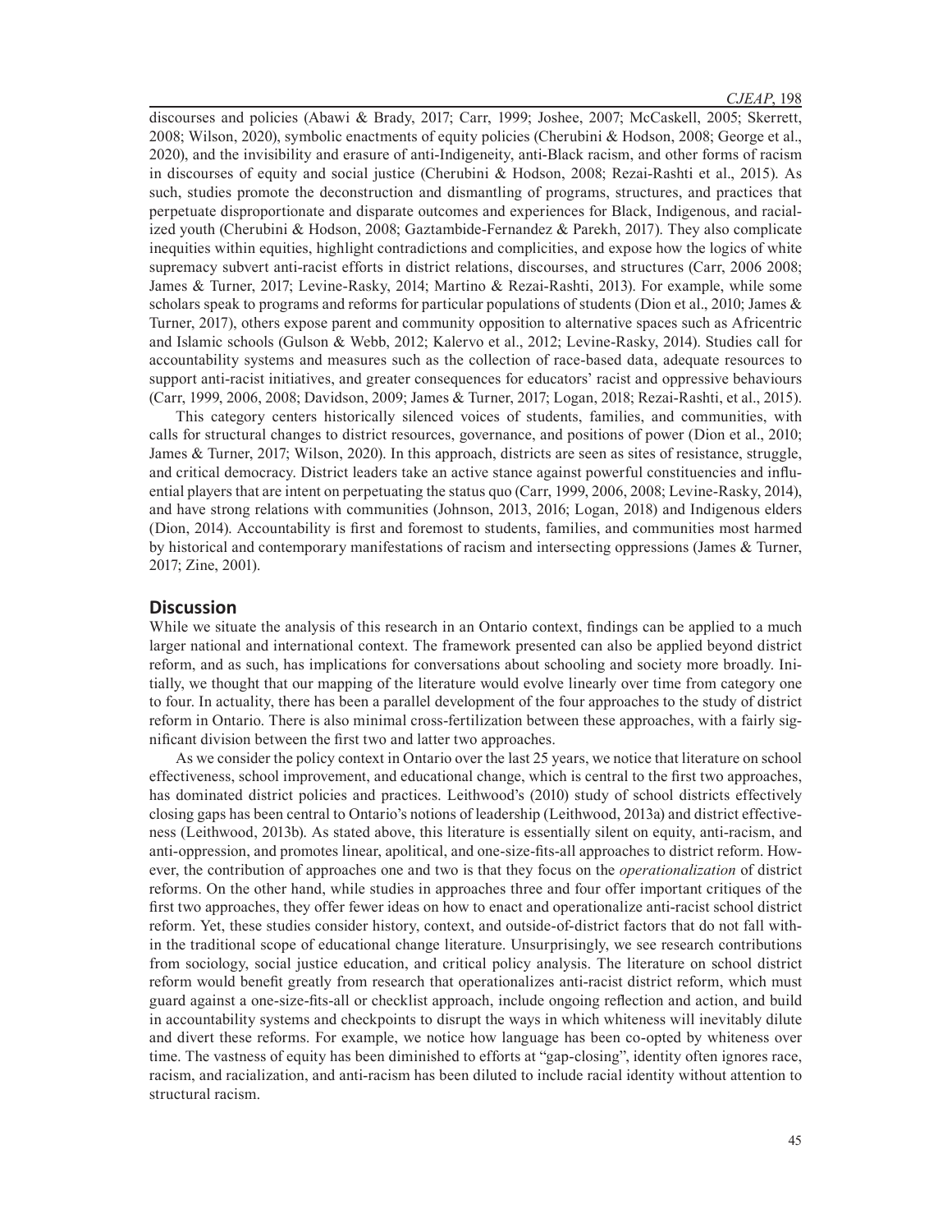discourses and policies (Abawi & Brady, 2017; Carr, 1999; Joshee, 2007; McCaskell, 2005; Skerrett, 2008; Wilson, 2020), symbolic enactments of equity policies (Cherubini & Hodson, 2008; George et al., 2020), and the invisibility and erasure of anti-Indigeneity, anti-Black racism, and other forms of racism in discourses of equity and social justice (Cherubini & Hodson, 2008; Rezai-Rashti et al., 2015). As such, studies promote the deconstruction and dismantling of programs, structures, and practices that perpetuate disproportionate and disparate outcomes and experiences for Black, Indigenous, and racialized youth (Cherubini & Hodson, 2008; Gaztambide-Fernandez & Parekh, 2017). They also complicate inequities within equities, highlight contradictions and complicities, and expose how the logics of white supremacy subvert anti-racist efforts in district relations, discourses, and structures (Carr, 2006 2008; James & Turner, 2017; Levine-Rasky, 2014; Martino & Rezai-Rashti, 2013). For example, while some scholars speak to programs and reforms for particular populations of students (Dion et al., 2010; James & Turner, 2017), others expose parent and community opposition to alternative spaces such as Africentric and Islamic schools (Gulson & Webb, 2012; Kalervo et al., 2012; Levine-Rasky, 2014). Studies call for accountability systems and measures such as the collection of race-based data, adequate resources to support anti-racist initiatives, and greater consequences for educators' racist and oppressive behaviours (Carr, 1999, 2006, 2008; Davidson, 2009; James & Turner, 2017; Logan, 2018; Rezai-Rashti, et al., 2015).

This category centers historically silenced voices of students, families, and communities, with calls for structural changes to district resources, governance, and positions of power (Dion et al., 2010; James & Turner, 2017; Wilson, 2020). In this approach, districts are seen as sites of resistance, struggle, and critical democracy. District leaders take an active stance against powerful constituencies and influential players that are intent on perpetuating the status quo (Carr, 1999, 2006, 2008; Levine-Rasky, 2014), and have strong relations with communities (Johnson, 2013, 2016; Logan, 2018) and Indigenous elders (Dion, 2014). Accountability is first and foremost to students, families, and communities most harmed by historical and contemporary manifestations of racism and intersecting oppressions (James & Turner, 2017; Zine, 2001).

## Discussion

While we situate the analysis of this research in an Ontario context, findings can be applied to a much larger national and international context. The framework presented can also be applied beyond district reform, and as such, has implications for conversations about schooling and society more broadly. Initially, we thought that our mapping of the literature would evolve linearly over time from category one to four. In actuality, there has been a parallel development of the four approaches to the study of district reform in Ontario. There is also minimal cross-fertilization between these approaches, with a fairly significant division between the first two and latter two approaches.

As we consider the policy context in Ontario over the last 25 years, we notice that literature on school effectiveness, school improvement, and educational change, which is central to the first two approaches, has dominated district policies and practices. Leithwood's (2010) study of school districts effectively closing gaps has been central to Ontario's notions of leadership (Leithwood, 2013a) and district effectiveness (Leithwood, 2013b). As stated above, this literature is essentially silent on equity, anti-racism, and anti-oppression, and promotes linear, apolitical, and one-size-fits-all approaches to district reform. However, the contribution of approaches one and two is that they focus on the *operationalization* of district reforms. On the other hand, while studies in approaches three and four offer important critiques of the first two approaches, they offer fewer ideas on how to enact and operationalize anti-racist school district reform. Yet, these studies consider history, context, and outside-of-district factors that do not fall within the traditional scope of educational change literature. Unsurprisingly, we see research contributions from sociology, social justice education, and critical policy analysis. The literature on school district reform would benefit greatly from research that operationalizes anti-racist district reform, which must guard against a one-size-fits-all or checklist approach, include ongoing reflection and action, and build in accountability systems and checkpoints to disrupt the ways in which whiteness will inevitably dilute and divert these reforms. For example, we notice how language has been co-opted by whiteness over time. The vastness of equity has been diminished to efforts at "gap-closing", identity often ignores race, racism, and racialization, and anti-racism has been diluted to include racial identity without attention to structural racism.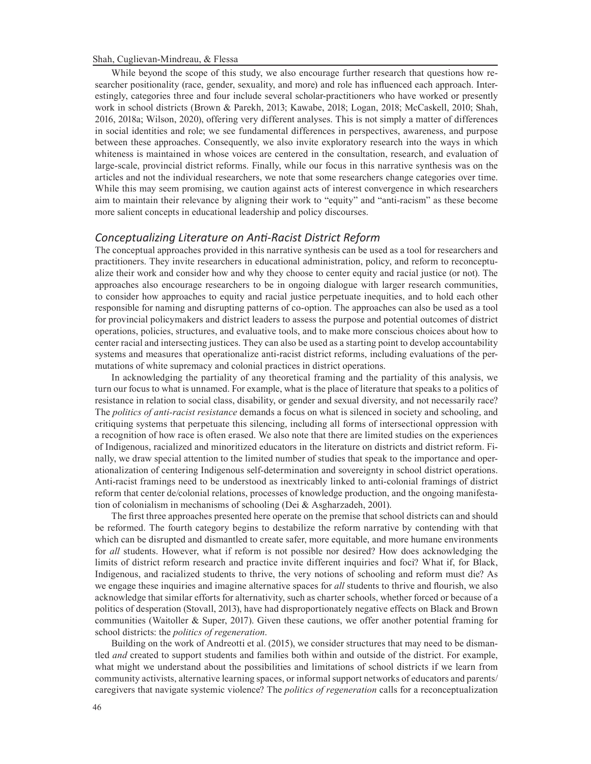While beyond the scope of this study, we also encourage further research that questions how researcher positionality (race, gender, sexuality, and more) and role has influenced each approach. Interestingly, categories three and four include several scholar-practitioners who have worked or presently work in school districts (Brown & Parekh, 2013; Kawabe, 2018; Logan, 2018; McCaskell, 2010; Shah, 2016, 2018a; Wilson, 2020), offering very different analyses. This is not simply a matter of differences in social identities and role; we see fundamental differences in perspectives, awareness, and purpose between these approaches. Consequently, we also invite exploratory research into the ways in which whiteness is maintained in whose voices are centered in the consultation, research, and evaluation of large-scale, provincial district reforms. Finally, while our focus in this narrative synthesis was on the articles and not the individual researchers, we note that some researchers change categories over time. While this may seem promising, we caution against acts of interest convergence in which researchers aim to maintain their relevance by aligning their work to "equity" and "anti-racism" as these become more salient concepts in educational leadership and policy discourses.

### *Conceptualizing Literature on Anti-Racist District Reform*

The conceptual approaches provided in this narrative synthesis can be used as a tool for researchers and practitioners. They invite researchers in educational administration, policy, and reform to reconceptualize their work and consider how and why they choose to center equity and racial justice (or not). The approaches also encourage researchers to be in ongoing dialogue with larger research communities, to consider how approaches to equity and racial justice perpetuate inequities, and to hold each other responsible for naming and disrupting patterns of co-option. The approaches can also be used as a tool for provincial policymakers and district leaders to assess the purpose and potential outcomes of district operations, policies, structures, and evaluative tools, and to make more conscious choices about how to center racial and intersecting justices. They can also be used as a starting point to develop accountability systems and measures that operationalize anti-racist district reforms, including evaluations of the permutations of white supremacy and colonial practices in district operations.

In acknowledging the partiality of any theoretical framing and the partiality of this analysis, we turn our focus to what is unnamed. For example, what is the place of literature that speaks to a politics of resistance in relation to social class, disability, or gender and sexual diversity, and not necessarily race? The *politics of anti-racist resistance* demands a focus on what is silenced in society and schooling, and critiquing systems that perpetuate this silencing, including all forms of intersectional oppression with a recognition of how race is often erased. We also note that there are limited studies on the experiences of Indigenous, racialized and minoritized educators in the literature on districts and district reform. Finally, we draw special attention to the limited number of studies that speak to the importance and operationalization of centering Indigenous self-determination and sovereignty in school district operations. Anti-racist framings need to be understood as inextricably linked to anti-colonial framings of district reform that center de/colonial relations, processes of knowledge production, and the ongoing manifestation of colonialism in mechanisms of schooling (Dei & Asgharzadeh, 2001).

The first three approaches presented here operate on the premise that school districts can and should be reformed. The fourth category begins to destabilize the reform narrative by contending with that which can be disrupted and dismantled to create safer, more equitable, and more humane environments for *all* students. However, what if reform is not possible nor desired? How does acknowledging the limits of district reform research and practice invite different inquiries and foci? What if, for Black, Indigenous, and racialized students to thrive, the very notions of schooling and reform must die? As we engage these inquiries and imagine alternative spaces for *all* students to thrive and flourish, we also acknowledge that similar efforts for alternativity, such as charter schools, whether forced or because of a politics of desperation (Stovall, 2013), have had disproportionately negative effects on Black and Brown communities (Waitoller & Super, 2017). Given these cautions, we offer another potential framing for school districts: the *politics of regeneration*.

Building on the work of Andreotti et al. (2015), we consider structures that may need to be dismantled *and* created to support students and families both within and outside of the district. For example, what might we understand about the possibilities and limitations of school districts if we learn from community activists, alternative learning spaces, or informal support networks of educators and parents/caregivers that navigate systemic violence? The *politics of regeneration* calls for a reconceptualization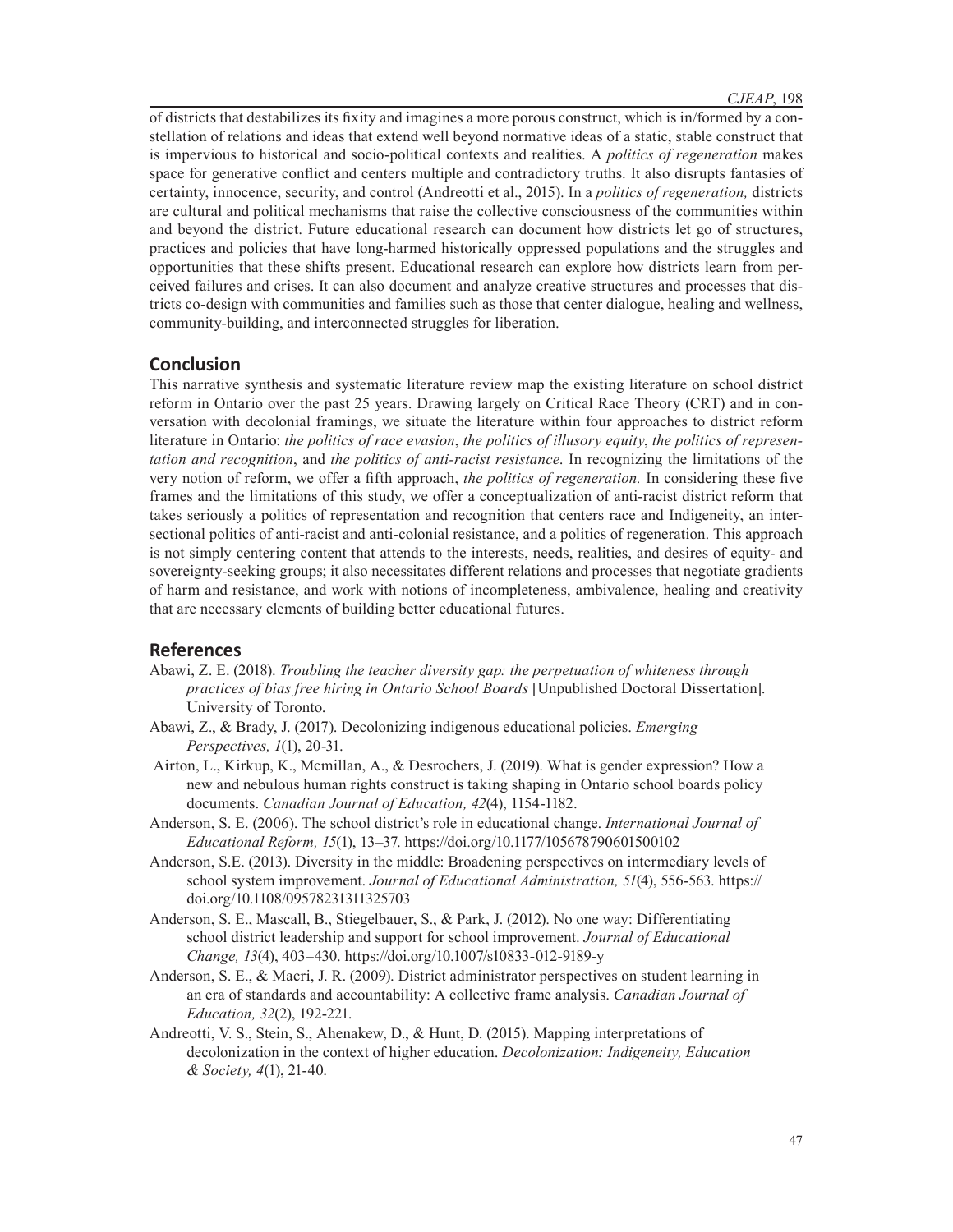of districts that destabilizes its fixity and imagines a more porous construct, which is in/formed by a constellation of relations and ideas that extend well beyond normative ideas of a static, stable construct that is impervious to historical and socio-political contexts and realities. A *politics of regeneration* makes space for generative conflict and centers multiple and contradictory truths. It also disrupts fantasies of certainty, innocence, security, and control (Andreotti et al., 2015). In a *politics of regeneration,* districts are cultural and political mechanisms that raise the collective consciousness of the communities within and beyond the district. Future educational research can document how districts let go of structures, practices and policies that have long-harmed historically oppressed populations and the struggles and opportunities that these shifts present. Educational research can explore how districts learn from perceived failures and crises. It can also document and analyze creative structures and processes that districts co-design with communities and families such as those that center dialogue, healing and wellness, community-building, and interconnected struggles for liberation.

## Conclusion

This narrative synthesis and systematic literature review map the existing literature on school district reform in Ontario over the past 25 years. Drawing largely on Critical Race Theory (CRT) and in conversation with decolonial framings, we situate the literature within four approaches to district reform literature in Ontario: *the politics of race evasion*, *the politics of illusory equity*, *the politics of representation and recognition*, and *the politics of anti-racist resistance*. In recognizing the limitations of the very notion of reform, we offer a fifth approach, *the politics of regeneration.* In considering these five frames and the limitations of this study, we offer a conceptualization of anti-racist district reform that takes seriously a politics of representation and recognition that centers race and Indigeneity, an intersectional politics of anti-racist and anti-colonial resistance, and a politics of regeneration. This approach is not simply centering content that attends to the interests, needs, realities, and desires of equity- and sovereignty-seeking groups; it also necessitates different relations and processes that negotiate gradients of harm and resistance, and work with notions of incompleteness, ambivalence, healing and creativity that are necessary elements of building better educational futures.

## References

Abawi, Z. E. (2018). *Troubling the teacher diversity gap: the perpetuation of whiteness through practices of bias free hiring in Ontario School Boards* [Unpublished Doctoral Dissertation]. University of Toronto.

Abawi, Z., & Brady, J. (2017). Decolonizing indigenous educational policies. *Emerging Perspectives, 1*(1), 20-31.

Airton, L., Kirkup, K., Mcmillan, A., & Desrochers, J. (2019). What is gender expression? How a new and nebulous human rights construct is taking shaping in Ontario school boards policy documents. *Canadian Journal of Education, 42*(4), 1154-1182.

Anderson, S. E. (2006). The school district's role in educational change. *International Journal of Educational Reform, 15*(1), 13–37. https://doi.org/10.1177/105678790601500102

Anderson, S.E. (2013). Diversity in the middle: Broadening perspectives on intermediary levels of school system improvement. *Journal of Educational Administration, 51*(4), 556-563. https://doi.org/10.1108/09578231311325703

Anderson, S. E., Mascall, B., Stiegelbauer, S., & Park, J. (2012). No one way: Differentiating school district leadership and support for school improvement. *Journal of Educational Change, 13*(4), 403–430. https://doi.org/10.1007/s10833-012-9189-y

Anderson, S. E., & Macri, J. R. (2009). District administrator perspectives on student learning in an era of standards and accountability: A collective frame analysis. *Canadian Journal of Education, 32*(2), 192-221.

Andreotti, V. S., Stein, S., Ahenakew, D., & Hunt, D. (2015). Mapping interpretations of decolonization in the context of higher education. *Decolonization: Indigeneity, Education & Society, 4*(1), 21-40.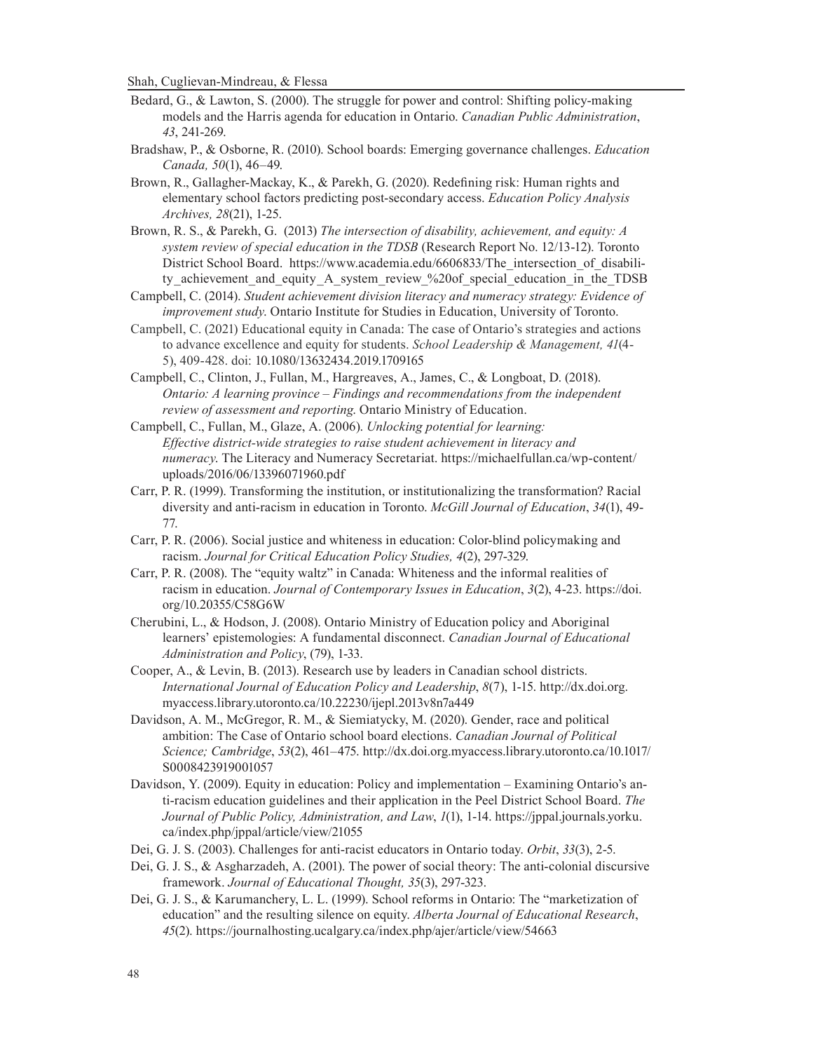Bedard, G., & Lawton, S. (2000). The struggle for power and control: Shifting policy-making models and the Harris agenda for education in Ontario. *Canadian Public Administration*, *43*, 241-269.

Bradshaw, P., & Osborne, R. (2010). School boards: Emerging governance challenges. *Education Canada, 50*(1), 46–49.

Brown, R., Gallagher-Mackay, K., & Parekh, G. (2020). Redefining risk: Human rights and elementary school factors predicting post-secondary access. *Education Policy Analysis Archives, 28*(21), 1-25.

Brown, R. S., & Parekh, G. (2013) *The intersection of disability, achievement, and equity: A system review of special education in the TDSB* (Research Report No. 12/13-12). Toronto District School Board. https://www.academia.edu/6606833/The_intersection_of_disability_achievement_and_equity_A_system_review_%20of_special_education_in_the_TDSB

Campbell, C. (2014). *Student achievement division literacy and numeracy strategy: Evidence of improvement study.* Ontario Institute for Studies in Education, University of Toronto.

Campbell, C. (2021) Educational equity in Canada: The case of Ontario's strategies and actions to advance excellence and equity for students. *School Leadership & Management, 41*(4-5), 409-428. doi: 10.1080/13632434.2019.1709165

Campbell, C., Clinton, J., Fullan, M., Hargreaves, A., James, C., & Longboat, D. (2018). *Ontario: A learning province – Findings and recommendations from the independent review of assessment and reporting.* Ontario Ministry of Education.

Campbell, C., Fullan, M., Glaze, A. (2006). *Unlocking potential for learning: Effective district-wide strategies to raise student achievement in literacy and numeracy.* The Literacy and Numeracy Secretariat. https://michaelfullan.ca/wp-content/uploads/2016/06/13396071960.pdf

Carr, P. R. (1999). Transforming the institution, or institutionalizing the transformation? Racial diversity and anti-racism in education in Toronto. *McGill Journal of Education*, *34*(1), 49-77.

Carr, P. R. (2006). Social justice and whiteness in education: Color-blind policymaking and racism. *Journal for Critical Education Policy Studies, 4*(2), 297-329.

Carr, P. R. (2008). The "equity waltz" in Canada: Whiteness and the informal realities of racism in education. *Journal of Contemporary Issues in Education*, *3*(2), 4-23. https://doi.org/10.20355/C58G6W

Cherubini, L., & Hodson, J. (2008). Ontario Ministry of Education policy and Aboriginal learners' epistemologies: A fundamental disconnect. *Canadian Journal of Educational Administration and Policy*, (79), 1-33.

Cooper, A., & Levin, B. (2013). Research use by leaders in Canadian school districts. *International Journal of Education Policy and Leadership*, *8*(7), 1-15. http://dx.doi.org.myaccess.library.utoronto.ca/10.22230/ijepl.2013v8n7a449

Davidson, A. M., McGregor, R. M., & Siemiatycky, M. (2020). Gender, race and political ambition: The Case of Ontario school board elections. *Canadian Journal of Political Science; Cambridge*, *53*(2), 461–475. http://dx.doi.org.myaccess.library.utoronto.ca/10.1017/S0008423919001057

Davidson, Y. (2009). Equity in education: Policy and implementation – Examining Ontario's anti-racism education guidelines and their application in the Peel District School Board. *The Journal of Public Policy, Administration, and Law*, *1*(1), 1-14. https://jppal.journals.yorku.ca/index.php/jppal/article/view/21055

Dei, G. J. S. (2003). Challenges for anti-racist educators in Ontario today. *Orbit*, *33*(3), 2-5.

Dei, G. J. S., & Asgharzadeh, A. (2001). The power of social theory: The anti-colonial discursive framework. *Journal of Educational Thought, 35*(3), 297-323.

Dei, G. J. S., & Karumanchery, L. L. (1999). School reforms in Ontario: The "marketization of education" and the resulting silence on equity. *Alberta Journal of Educational Research*, *45*(2). https://journalhosting.ucalgary.ca/index.php/ajer/article/view/54663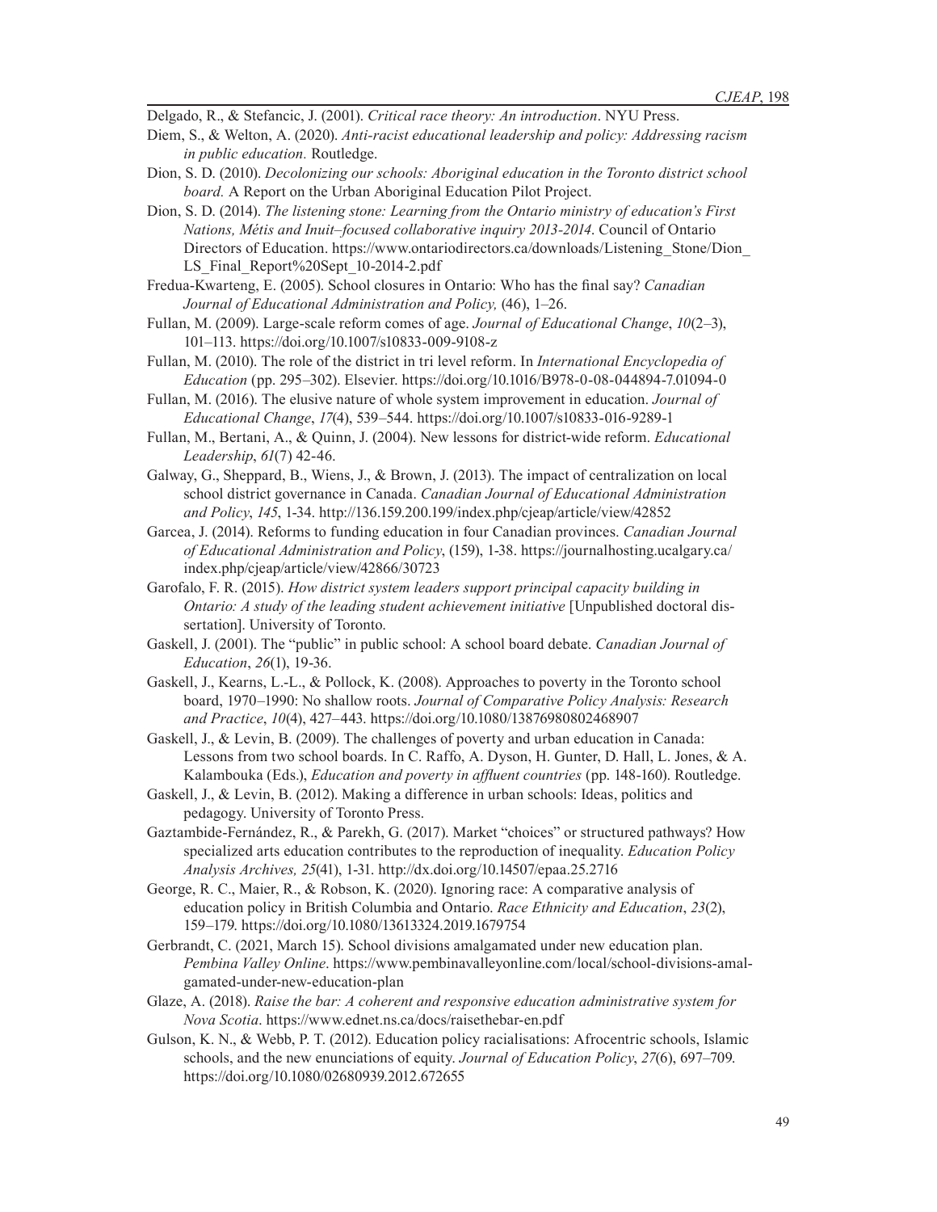Delgado, R., & Stefancic, J. (2001). *Critical race theory: An introduction*. NYU Press.

Diem, S., & Welton, A. (2020). *Anti-racist educational leadership and policy: Addressing racism in public education.* Routledge.

Dion, S. D. (2010). *Decolonizing our schools: Aboriginal education in the Toronto district school board.* A Report on the Urban Aboriginal Education Pilot Project.

Dion, S. D. (2014). *The listening stone: Learning from the Ontario ministry of education's First Nations, Métis and Inuit–focused collaborative inquiry 2013-2014*. Council of Ontario Directors of Education. https://www.ontariodirectors.ca/downloads/Listening_Stone/Dion_LS_Final_Report%20Sept_10-2014-2.pdf

Fredua-Kwarteng, E. (2005). School closures in Ontario: Who has the final say? *Canadian Journal of Educational Administration and Policy,* (46), 1–26.

Fullan, M. (2009). Large-scale reform comes of age. *Journal of Educational Change*, *10*(2–3), 101–113. https://doi.org/10.1007/s10833-009-9108-z

Fullan, M. (2010). The role of the district in tri level reform. In *International Encyclopedia of Education* (pp. 295–302). Elsevier. https://doi.org/10.1016/B978-0-08-044894-7.01094-0

Fullan, M. (2016). The elusive nature of whole system improvement in education. *Journal of Educational Change*, *17*(4), 539–544. https://doi.org/10.1007/s10833-016-9289-1

Fullan, M., Bertani, A., & Quinn, J. (2004). New lessons for district-wide reform. *Educational Leadership*, *61*(7) 42-46.

Galway, G., Sheppard, B., Wiens, J., & Brown, J. (2013). The impact of centralization on local school district governance in Canada. *Canadian Journal of Educational Administration and Policy*, *145*, 1-34. http://136.159.200.199/index.php/cjeap/article/view/42852

Garcea, J. (2014). Reforms to funding education in four Canadian provinces. *Canadian Journal of Educational Administration and Policy*, (159), 1-38. https://journalhosting.ucalgary.ca/index.php/cjeap/article/view/42866/30723

Garofalo, F. R. (2015). *How district system leaders support principal capacity building in Ontario: A study of the leading student achievement initiative* [Unpublished doctoral dissertation]. University of Toronto.

Gaskell, J. (2001). The "public" in public school: A school board debate. *Canadian Journal of Education*, *26*(1), 19-36.

Gaskell, J., Kearns, L.-L., & Pollock, K. (2008). Approaches to poverty in the Toronto school board, 1970–1990: No shallow roots. *Journal of Comparative Policy Analysis: Research and Practice*, *10*(4), 427–443. https://doi.org/10.1080/13876980802468907

Gaskell, J., & Levin, B. (2009). The challenges of poverty and urban education in Canada: Lessons from two school boards. In C. Raffo, A. Dyson, H. Gunter, D. Hall, L. Jones, & A. Kalambouka (Eds.), *Education and poverty in affluent countries* (pp. 148-160). Routledge.

Gaskell, J., & Levin, B. (2012). Making a difference in urban schools: Ideas, politics and pedagogy. University of Toronto Press.

Gaztambide-Fernández, R., & Parekh, G. (2017). Market "choices" or structured pathways? How specialized arts education contributes to the reproduction of inequality. *Education Policy Analysis Archives, 25*(41), 1-31. http://dx.doi.org/10.14507/epaa.25.2716

George, R. C., Maier, R., & Robson, K. (2020). Ignoring race: A comparative analysis of education policy in British Columbia and Ontario. *Race Ethnicity and Education*, *23*(2), 159–179. https://doi.org/10.1080/13613324.2019.1679754

Gerbrandt, C. (2021, March 15). School divisions amalgamated under new education plan. *Pembina Valley Online*. https://www.pembinavalleyonline.com/local/school-divisions-amalgamated-under-new-education-plan

Glaze, A. (2018). *Raise the bar: A coherent and responsive education administrative system for Nova Scotia*. https://www.ednet.ns.ca/docs/raisethebar-en.pdf

Gulson, K. N., & Webb, P. T. (2012). Education policy racialisations: Afrocentric schools, Islamic schools, and the new enunciations of equity. *Journal of Education Policy*, *27*(6), 697–709. https://doi.org/10.1080/02680939.2012.672655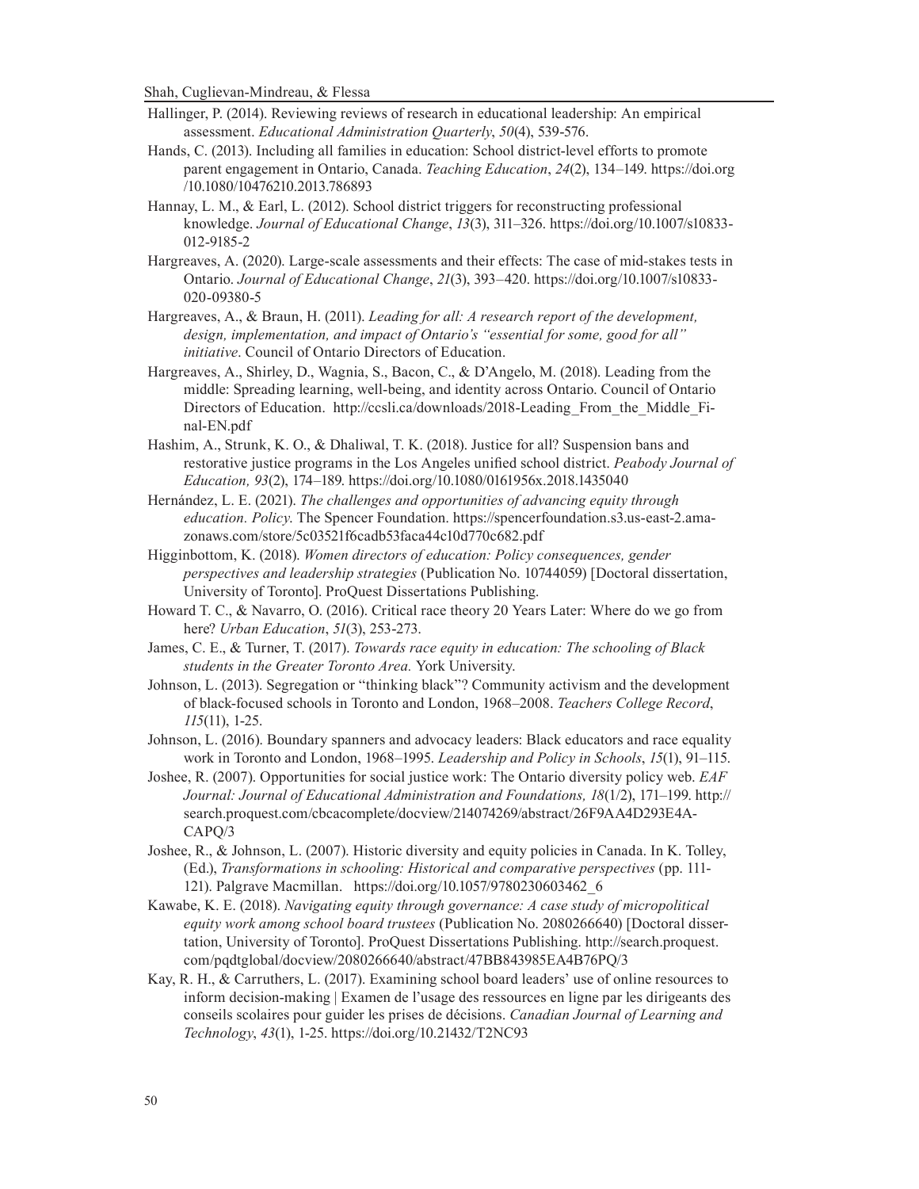Hallinger, P. (2014). Reviewing reviews of research in educational leadership: An empirical assessment. *Educational Administration Quarterly*, *50*(4), 539-576.

Hands, C. (2013). Including all families in education: School district-level efforts to promote parent engagement in Ontario, Canada. *Teaching Education*, *24*(2), 134–149. https://doi.org/10.1080/10476210.2013.786893

Hannay, L. M., & Earl, L. (2012). School district triggers for reconstructing professional knowledge. *Journal of Educational Change*, *13*(3), 311–326. https://doi.org/10.1007/s10833-012-9185-2

Hargreaves, A. (2020). Large-scale assessments and their effects: The case of mid-stakes tests in Ontario. *Journal of Educational Change*, *21*(3), 393–420. https://doi.org/10.1007/s10833-020-09380-5

Hargreaves, A., & Braun, H. (2011). *Leading for all: A research report of the development, design, implementation, and impact of Ontario's "essential for some, good for all" initiative*. Council of Ontario Directors of Education.

Hargreaves, A., Shirley, D., Wagnia, S., Bacon, C., & D'Angelo, M. (2018). Leading from the middle: Spreading learning, well-being, and identity across Ontario. Council of Ontario Directors of Education. http://ccsli.ca/downloads/2018-Leading_From_the_Middle_Final-EN.pdf

Hashim, A., Strunk, K. O., & Dhaliwal, T. K. (2018). Justice for all? Suspension bans and restorative justice programs in the Los Angeles unified school district. *Peabody Journal of Education, 93*(2), 174–189. https://doi.org/10.1080/0161956x.2018.1435040

Hernández, L. E. (2021). *The challenges and opportunities of advancing equity through education. Policy.* The Spencer Foundation. https://spencerfoundation.s3.us-east-2.amazonaws.com/store/5c03521f6cadb53faca44c10d770c682.pdf

Higginbottom, K. (2018). *Women directors of education: Policy consequences, gender perspectives and leadership strategies* (Publication No. 10744059) [Doctoral dissertation, University of Toronto]. ProQuest Dissertations Publishing.

Howard T. C., & Navarro, O. (2016). Critical race theory 20 Years Later: Where do we go from here? *Urban Education*, *51*(3), 253-273.

James, C. E., & Turner, T. (2017). *Towards race equity in education: The schooling of Black students in the Greater Toronto Area.* York University.

Johnson, L. (2013). Segregation or "thinking black"? Community activism and the development of black-focused schools in Toronto and London, 1968–2008. *Teachers College Record*, *115*(11), 1-25.

Johnson, L. (2016). Boundary spanners and advocacy leaders: Black educators and race equality work in Toronto and London, 1968–1995. *Leadership and Policy in Schools*, *15*(1), 91–115.

Joshee, R. (2007). Opportunities for social justice work: The Ontario diversity policy web. *EAF Journal: Journal of Educational Administration and Foundations, 18*(1/2), 171–199. http://search.proquest.com/cbcacomplete/docview/214074269/abstract/26F9AA4D293E4A-CAPQ/3

Joshee, R., & Johnson, L. (2007). Historic diversity and equity policies in Canada. In K. Tolley, (Ed.), *Transformations in schooling: Historical and comparative perspectives* (pp. 111-121). Palgrave Macmillan. https://doi.org/10.1057/9780230603462_6

Kawabe, K. E. (2018). *Navigating equity through governance: A case study of micropolitical equity work among school board trustees* (Publication No. 2080266640) [Doctoral dissertation, University of Toronto]. ProQuest Dissertations Publishing. http://search.proquest.com/pqdtglobal/docview/2080266640/abstract/47BB843985EA4B76PQ/3

Kay, R. H., & Carruthers, L. (2017). Examining school board leaders' use of online resources to inform decision-making | Examen de l'usage des ressources en ligne par les dirigeants des conseils scolaires pour guider les prises de décisions. *Canadian Journal of Learning and Technology*, *43*(1), 1-25. https://doi.org/10.21432/T2NC93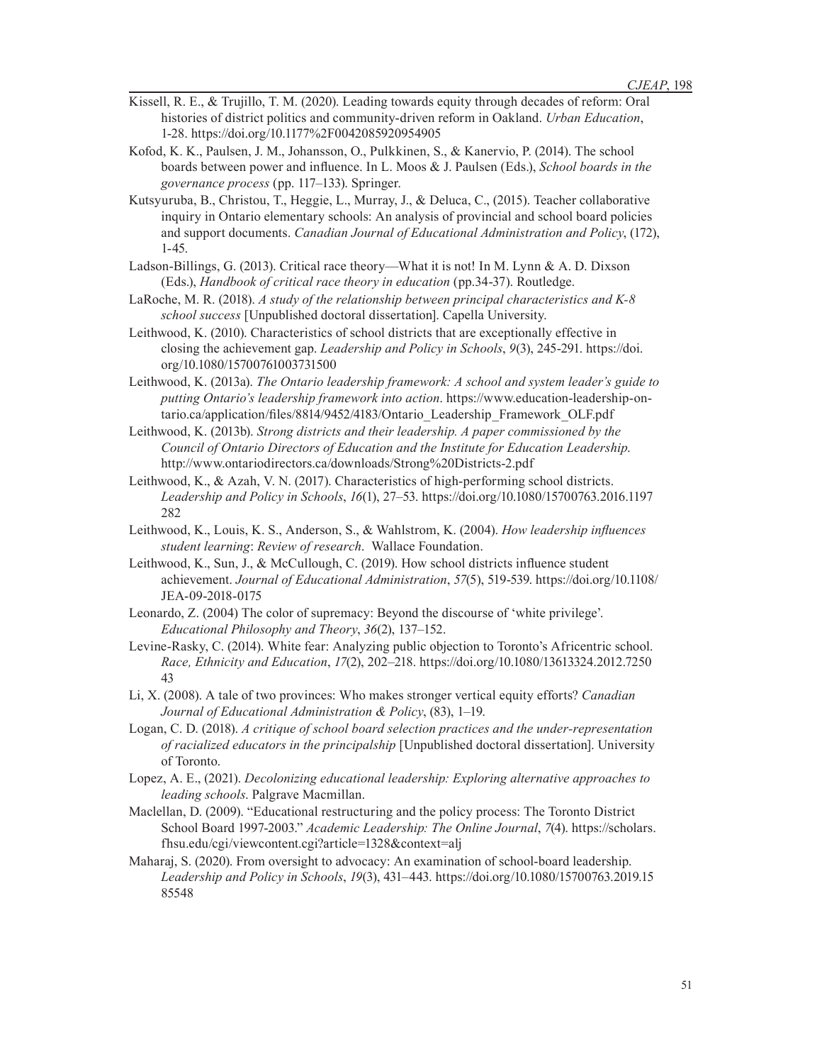Kissell, R. E., & Trujillo, T. M. (2020). Leading towards equity through decades of reform: Oral histories of district politics and community-driven reform in Oakland. *Urban Education*, 1-28. https://doi.org/10.1177%2F0042085920954905

Kofod, K. K., Paulsen, J. M., Johansson, O., Pulkkinen, S., & Kanervio, P. (2014). The school boards between power and influence. In L. Moos & J. Paulsen (Eds.), *School boards in the governance process* (pp. 117–133). Springer.

Kutsyuruba, B., Christou, T., Heggie, L., Murray, J., & Deluca, C., (2015). Teacher collaborative inquiry in Ontario elementary schools: An analysis of provincial and school board policies and support documents. *Canadian Journal of Educational Administration and Policy*, (172), 1-45.

Ladson-Billings, G. (2013). Critical race theory—What it is not! In M. Lynn & A. D. Dixson (Eds.), *Handbook of critical race theory in education* (pp.34-37). Routledge.

LaRoche, M. R. (2018). *A study of the relationship between principal characteristics and K-8 school success* [Unpublished doctoral dissertation]. Capella University.

Leithwood, K. (2010). Characteristics of school districts that are exceptionally effective in closing the achievement gap. *Leadership and Policy in Schools*, *9*(3), 245-291. https://doi.org/10.1080/15700761003731500

Leithwood, K. (2013a). *The Ontario leadership framework: A school and system leader's guide to putting Ontario's leadership framework into action*. https://www.education-leadership-ontario.ca/application/files/8814/9452/4183/Ontario_Leadership_Framework_OLF.pdf

Leithwood, K. (2013b). *Strong districts and their leadership. A paper commissioned by the Council of Ontario Directors of Education and the Institute for Education Leadership*. http://www.ontariodirectors.ca/downloads/Strong%20Districts-2.pdf

Leithwood, K., & Azah, V. N. (2017). Characteristics of high-performing school districts. *Leadership and Policy in Schools*, *16*(1), 27–53. https://doi.org/10.1080/15700763.2016.1197282

Leithwood, K., Louis, K. S., Anderson, S., & Wahlstrom, K. (2004). *How leadership influences student learning*: *Review of research*. Wallace Foundation.

Leithwood, K., Sun, J., & McCullough, C. (2019). How school districts influence student achievement. *Journal of Educational Administration*, *57*(5), 519-539. https://doi.org/10.1108/JEA-09-2018-0175

Leonardo, Z. (2004) The color of supremacy: Beyond the discourse of 'white privilege'. *Educational Philosophy and Theory*, *36*(2), 137–152.

Levine-Rasky, C. (2014). White fear: Analyzing public objection to Toronto's Africentric school. *Race, Ethnicity and Education*, *17*(2), 202–218. https://doi.org/10.1080/13613324.2012.725043

Li, X. (2008). A tale of two provinces: Who makes stronger vertical equity efforts? *Canadian Journal of Educational Administration & Policy*, (83), 1–19.

Logan, C. D. (2018). *A critique of school board selection practices and the under-representation of racialized educators in the principalship* [Unpublished doctoral dissertation]. University of Toronto.

Lopez, A. E., (2021). *Decolonizing educational leadership: Exploring alternative approaches to leading schools*. Palgrave Macmillan.

Maclellan, D. (2009). "Educational restructuring and the policy process: The Toronto District School Board 1997-2003." *Academic Leadership: The Online Journal*, *7*(4). https://scholars.fhsu.edu/cgi/viewcontent.cgi?article=1328&context=alj

Maharaj, S. (2020). From oversight to advocacy: An examination of school-board leadership. *Leadership and Policy in Schools*, *19*(3), 431–443. https://doi.org/10.1080/15700763.2019.1585548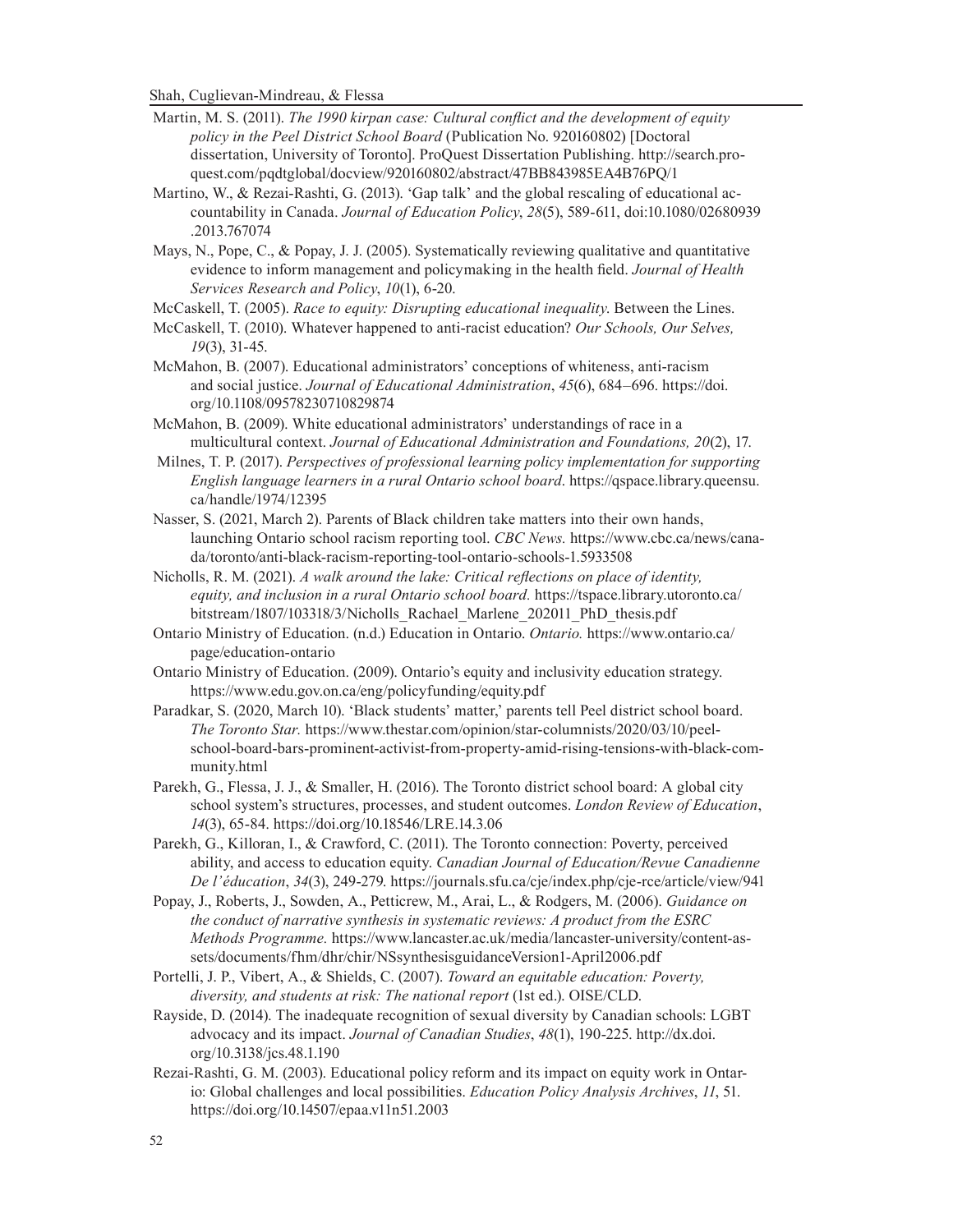Martin, M. S. (2011). *The 1990 kirpan case: Cultural conflict and the development of equity policy in the Peel District School Board* (Publication No. 920160802) [Doctoral dissertation, University of Toronto]. ProQuest Dissertation Publishing. http://search.proquest.com/pqdtglobal/docview/920160802/abstract/47BB843985EA4B76PQ/1

Martino, W., & Rezai-Rashti, G. (2013). 'Gap talk' and the global rescaling of educational accountability in Canada. *Journal of Education Policy*, *28*(5), 589-611, doi:10.1080/02680939.2013.767074

Mays, N., Pope, C., & Popay, J. J. (2005). Systematically reviewing qualitative and quantitative evidence to inform management and policymaking in the health field. *Journal of Health Services Research and Policy*, *10*(1), 6-20.

McCaskell, T. (2005). *Race to equity: Disrupting educational inequality*. Between the Lines.

McCaskell, T. (2010). Whatever happened to anti-racist education? *Our Schools, Our Selves, 19*(3), 31-45.

McMahon, B. (2007). Educational administrators' conceptions of whiteness, anti-racism and social justice. *Journal of Educational Administration*, *45*(6), 684–696. https://doi.org/10.1108/09578230710829874

McMahon, B. (2009). White educational administrators' understandings of race in a multicultural context. *Journal of Educational Administration and Foundations, 20*(2), 17.

Milnes, T. P. (2017). *Perspectives of professional learning policy implementation for supporting English language learners in a rural Ontario school board*. https://qspace.library.queensu.ca/handle/1974/12395

Nasser, S. (2021, March 2). Parents of Black children take matters into their own hands, launching Ontario school racism reporting tool. *CBC News.* https://www.cbc.ca/news/canada/toronto/anti-black-racism-reporting-tool-ontario-schools-1.5933508

Nicholls, R. M. (2021). *A walk around the lake: Critical reflections on place of identity, equity, and inclusion in a rural Ontario school board.* https://tspace.library.utoronto.ca/bitstream/1807/103318/3/Nicholls_Rachael_Marlene_202011_PhD_thesis.pdf

Ontario Ministry of Education. (n.d.) Education in Ontario. *Ontario.* https://www.ontario.ca/page/education-ontario

Ontario Ministry of Education. (2009). Ontario's equity and inclusivity education strategy. https://www.edu.gov.on.ca/eng/policyfunding/equity.pdf

Paradkar, S. (2020, March 10). 'Black students' matter,' parents tell Peel district school board. *The Toronto Star.* https://www.thestar.com/opinion/star-columnists/2020/03/10/peel-school-board-bars-prominent-activist-from-property-amid-rising-tensions-with-black-community.html

Parekh, G., Flessa, J. J., & Smaller, H. (2016). The Toronto district school board: A global city school system's structures, processes, and student outcomes. *London Review of Education*, *14*(3), 65-84. https://doi.org/10.18546/LRE.14.3.06

Parekh, G., Killoran, I., & Crawford, C. (2011). The Toronto connection: Poverty, perceived ability, and access to education equity. *Canadian Journal of Education/Revue Canadienne De l'éducation*, *34*(3), 249-279. https://journals.sfu.ca/cje/index.php/cje-rce/article/view/941

Popay, J., Roberts, J., Sowden, A., Petticrew, M., Arai, L., & Rodgers, M. (2006). *Guidance on the conduct of narrative synthesis in systematic reviews: A product from the ESRC Methods Programme.* https://www.lancaster.ac.uk/media/lancaster-university/content-assets/documents/fhm/dhr/chir/NSsynthesisguidanceVersion1-April2006.pdf

Portelli, J. P., Vibert, A., & Shields, C. (2007). *Toward an equitable education: Poverty, diversity, and students at risk: The national report* (1st ed.). OISE/CLD.

Rayside, D. (2014). The inadequate recognition of sexual diversity by Canadian schools: LGBT advocacy and its impact. *Journal of Canadian Studies*, *48*(1), 190-225. http://dx.doi.org/10.3138/jcs.48.1.190

Rezai-Rashti, G. M. (2003). Educational policy reform and its impact on equity work in Ontario: Global challenges and local possibilities. *Education Policy Analysis Archives*, *11*, 51. https://doi.org/10.14507/epaa.v11n51.2003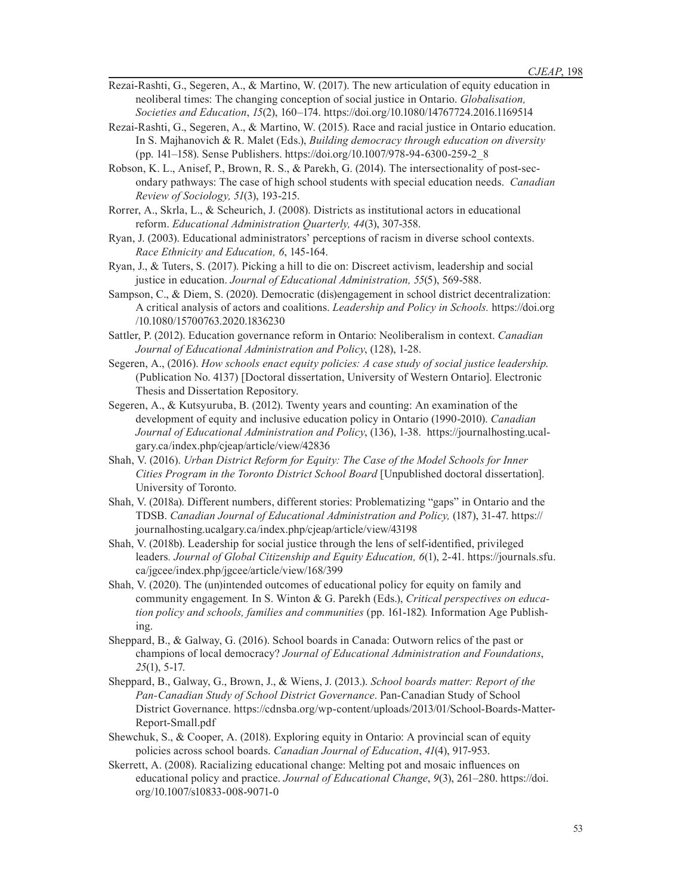Rezai-Rashti, G., Segeren, A., & Martino, W. (2017). The new articulation of equity education in neoliberal times: The changing conception of social justice in Ontario. *Globalisation, Societies and Education*, *15*(2), 160–174. https://doi.org/10.1080/14767724.2016.1169514

Rezai-Rashti, G., Segeren, A., & Martino, W. (2015). Race and racial justice in Ontario education. In S. Majhanovich & R. Malet (Eds.), *Building democracy through education on diversity* (pp. 141–158). Sense Publishers. https://doi.org/10.1007/978-94-6300-259-2_8

Robson, K. L., Anisef, P., Brown, R. S., & Parekh, G. (2014). The intersectionality of post-secondary pathways: The case of high school students with special education needs. *Canadian Review of Sociology, 51*(3), 193-215.

Rorrer, A., Skrla, L., & Scheurich, J. (2008). Districts as institutional actors in educational reform. *Educational Administration Quarterly, 44*(3), 307-358.

Ryan, J. (2003). Educational administrators' perceptions of racism in diverse school contexts. *Race Ethnicity and Education, 6*, 145-164.

Ryan, J., & Tuters, S. (2017). Picking a hill to die on: Discreet activism, leadership and social justice in education. *Journal of Educational Administration, 55*(5), 569-588.

Sampson, C., & Diem, S. (2020). Democratic (dis)engagement in school district decentralization: A critical analysis of actors and coalitions. *Leadership and Policy in Schools.* https://doi.org/10.1080/15700763.2020.1836230

Sattler, P. (2012). Education governance reform in Ontario: Neoliberalism in context. *Canadian Journal of Educational Administration and Policy*, (128), 1-28.

Segeren, A., (2016). *How schools enact equity policies: A case study of social justice leadership.* (Publication No. 4137) [Doctoral dissertation, University of Western Ontario]. Electronic Thesis and Dissertation Repository.

Segeren, A., & Kutsyuruba, B. (2012). Twenty years and counting: An examination of the development of equity and inclusive education policy in Ontario (1990-2010). *Canadian Journal of Educational Administration and Policy*, (136), 1-38. https://journalhosting.ucalgary.ca/index.php/cjeap/article/view/42836

Shah, V. (2016). *Urban District Reform for Equity: The Case of the Model Schools for Inner Cities Program in the Toronto District School Board* [Unpublished doctoral dissertation]. University of Toronto.

Shah, V. (2018a). Different numbers, different stories: Problematizing "gaps" in Ontario and the TDSB. *Canadian Journal of Educational Administration and Policy,* (187), 31-47. https://journalhosting.ucalgary.ca/index.php/cjeap/article/view/43198

Shah, V. (2018b). Leadership for social justice through the lens of self-identified, privileged leaders. *Journal of Global Citizenship and Equity Education, 6*(1), 2-41. https://journals.sfu.ca/jgcee/index.php/jgcee/article/view/168/399

Shah, V. (2020). The (un)intended outcomes of educational policy for equity on family and community engagement. In S. Winton & G. Parekh (Eds.), *Critical perspectives on education policy and schools, families and communities* (pp. 161-182). Information Age Publishing.

Sheppard, B., & Galway, G. (2016). School boards in Canada: Outworn relics of the past or champions of local democracy? *Journal of Educational Administration and Foundations*, *25*(1), 5-17.

Sheppard, B., Galway, G., Brown, J., & Wiens, J. (2013.). *School boards matter: Report of the Pan-Canadian Study of School District Governance*. Pan-Canadian Study of School District Governance. https://cdnsba.org/wp-content/uploads/2013/01/School-Boards-Matter-Report-Small.pdf

Shewchuk, S., & Cooper, A. (2018). Exploring equity in Ontario: A provincial scan of equity policies across school boards. *Canadian Journal of Education*, *41*(4), 917-953.

Skerrett, A. (2008). Racializing educational change: Melting pot and mosaic influences on educational policy and practice. *Journal of Educational Change*, *9*(3), 261–280. https://doi.org/10.1007/s10833-008-9071-0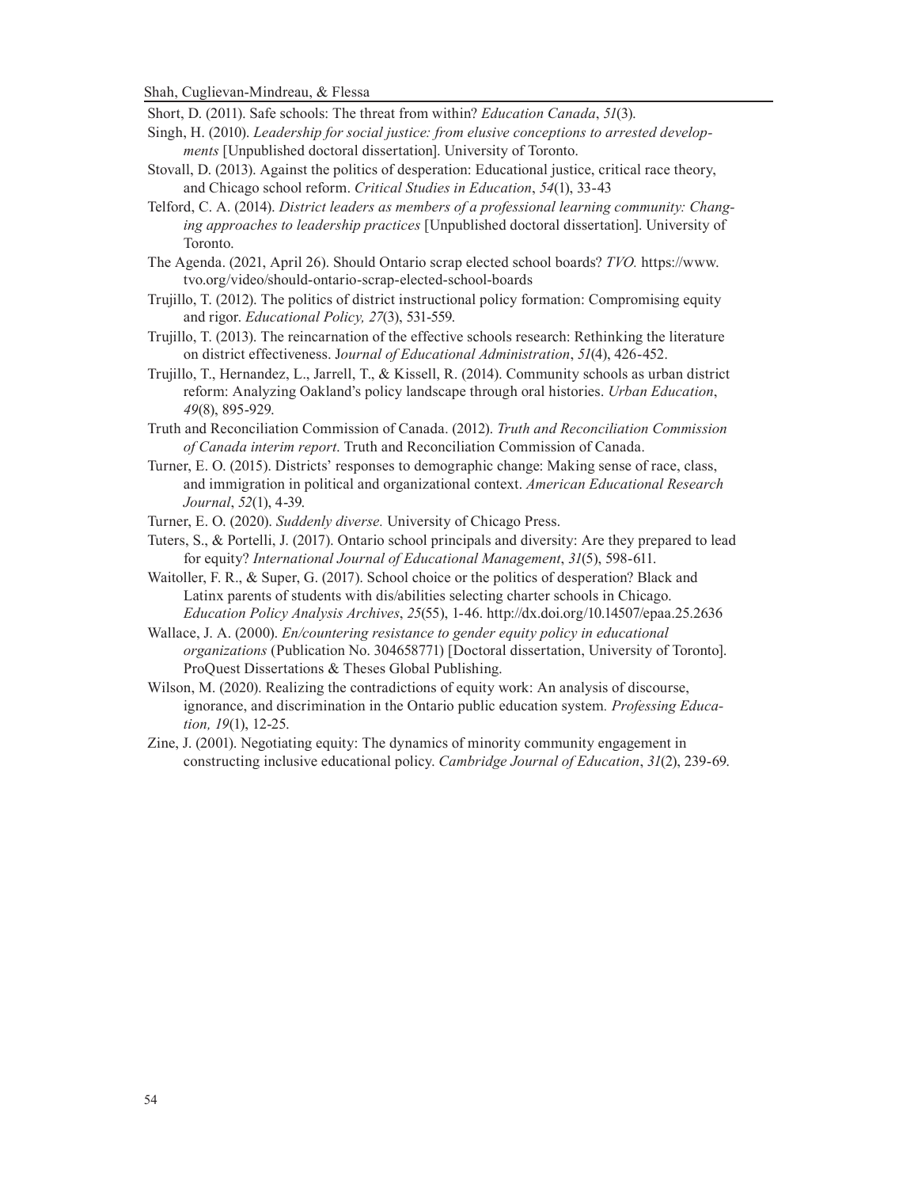Short, D. (2011). Safe schools: The threat from within? *Education Canada*, *51*(3).

Singh, H. (2010). *Leadership for social justice: from elusive conceptions to arrested developments* [Unpublished doctoral dissertation]. University of Toronto.

Stovall, D. (2013). Against the politics of desperation: Educational justice, critical race theory, and Chicago school reform. *Critical Studies in Education*, *54*(1), 33-43

Telford, C. A. (2014). *District leaders as members of a professional learning community: Changing approaches to leadership practices* [Unpublished doctoral dissertation]. University of Toronto.

The Agenda. (2021, April 26). Should Ontario scrap elected school boards? *TVO.* https://www.tvo.org/video/should-ontario-scrap-elected-school-boards

Trujillo, T. (2012). The politics of district instructional policy formation: Compromising equity and rigor. *Educational Policy, 27*(3), 531-559.

Trujillo, T. (2013). The reincarnation of the effective schools research: Rethinking the literature on district effectiveness. J*ournal of Educational Administration*, *51*(4), 426-452.

Trujillo, T., Hernandez, L., Jarrell, T., & Kissell, R. (2014). Community schools as urban district reform: Analyzing Oakland's policy landscape through oral histories. *Urban Education*, *49*(8), 895-929.

Truth and Reconciliation Commission of Canada. (2012). *Truth and Reconciliation Commission of Canada interim report*. Truth and Reconciliation Commission of Canada.

Turner, E. O. (2015). Districts' responses to demographic change: Making sense of race, class, and immigration in political and organizational context. *American Educational Research Journal*, *52*(1), 4-39.

Turner, E. O. (2020). *Suddenly diverse.* University of Chicago Press.

Tuters, S., & Portelli, J. (2017). Ontario school principals and diversity: Are they prepared to lead for equity? *International Journal of Educational Management*, *31*(5), 598-611.

Waitoller, F. R., & Super, G. (2017). School choice or the politics of desperation? Black and Latinx parents of students with dis/abilities selecting charter schools in Chicago. *Education Policy Analysis Archives*, *25*(55), 1-46. http://dx.doi.org/10.14507/epaa.25.2636

Wallace, J. A. (2000). *En/countering resistance to gender equity policy in educational organizations* (Publication No. 304658771) [Doctoral dissertation, University of Toronto]. ProQuest Dissertations & Theses Global Publishing.

Wilson, M. (2020). Realizing the contradictions of equity work: An analysis of discourse, ignorance, and discrimination in the Ontario public education system. *Professing Education, 19*(1), 12-25.

Zine, J. (2001). Negotiating equity: The dynamics of minority community engagement in constructing inclusive educational policy. *Cambridge Journal of Education*, *31*(2), 239-69.